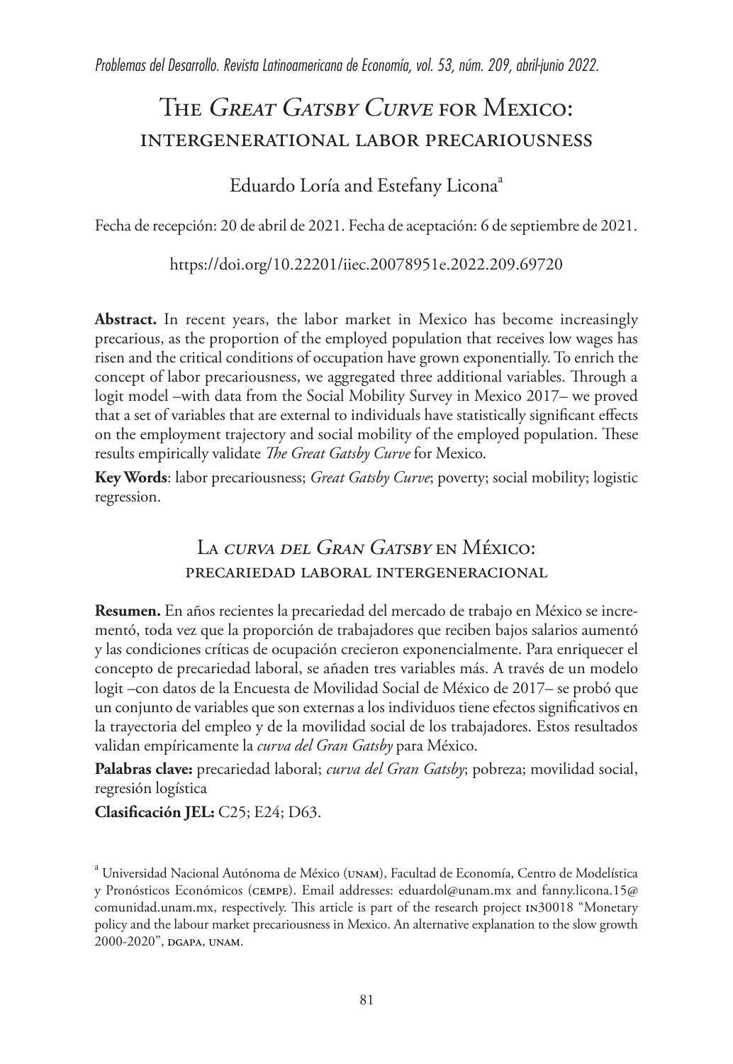# The *Great Gatsby Curve* for Mexico: intergenerational labor precariousness

Eduardo Loría and Estefany Licona[a]

Fecha de recepción: 20 de abril de 2021. Fecha de aceptación: 6 de septiembre de 2021.

https://doi.org/10.22201/iiec.20078951e.2022.209.69720

**Abstract.** In recent years, the labor market in Mexico has become increasingly precarious, as the proportion of the employed population that receives low wages has risen and the critical conditions of occupation have grown exponentially. To enrich the concept of labor precariousness, we aggregated three additional variables. Through a logit model –with data from the Social Mobility Survey in Mexico 2017– we proved that a set of variables that are external to individuals have statistically significant effects on the employment trajectory and social mobility of the employed population. These results empirically validate *The Great Gatsby Curve* for Mexico.

**Key Words**: labor precariousness; *Great Gatsby Curve*; poverty; social mobility; logistic regression.

# La *curva del Gran Gatsby* en México: precariedad laboral intergeneracional

**Resumen.** En años recientes la precariedad del mercado de trabajo en México se incrementó, toda vez que la proporción de trabajadores que reciben bajos salarios aumentó y las condiciones críticas de ocupación crecieron exponencialmente. Para enriquecer el concepto de precariedad laboral, se añaden tres variables más. A través de un modelo logit –con datos de la Encuesta de Movilidad Social de México de 2017– se probó que un conjunto de variables que son externas a los individuos tiene efectos significativos en la trayectoria del empleo y de la movilidad social de los trabajadores. Estos resultados validan empíricamente la *curva del Gran Gatsby* para México.

**Palabras clave:** precariedad laboral; *curva del Gran Gatsby*; pobreza; movilidad social, regresión logística

**Clasificación JEL:** C25; E24; D63.

[a] Universidad Nacional Autónoma de México (UNAM), Facultad de Economía, Centro de Modelística y Pronósticos Económicos (CEMPE). Email addresses: eduardol@unam.mx and fanny.licona.15@comunidad.unam.mx, respectively. This article is part of the research project IN30018 "Monetary policy and the labour market precariousness in Mexico. An alternative explanation to the slow growth 2000-2020", DGAPA, UNAM.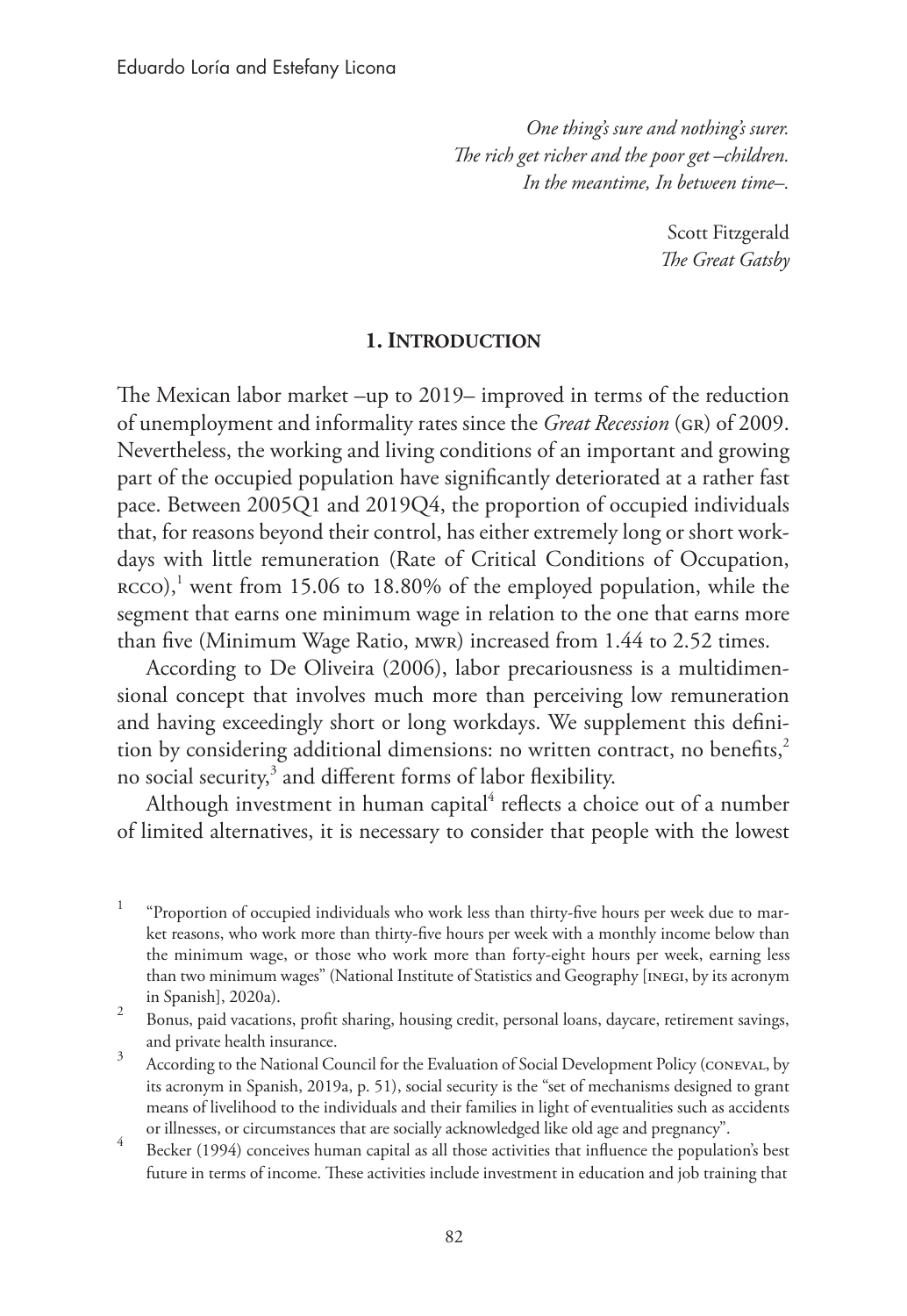*One thing's sure and nothing's surer.*
*The rich get richer and the poor get –children.*
*In the meantime, In between time–.*

Scott Fitzgerald
*The Great Gatsby*

## 1. Introduction

The Mexican labor market –up to 2019– improved in terms of the reduction of unemployment and informality rates since the *Great Recession* (GR) of 2009. Nevertheless, the working and living conditions of an important and growing part of the occupied population have significantly deteriorated at a rather fast pace. Between 2005Q1 and 2019Q4, the proportion of occupied individuals that, for reasons beyond their control, has either extremely long or short workdays with little remuneration (Rate of Critical Conditions of Occupation, RCCO),[1] went from 15.06 to 18.80% of the employed population, while the segment that earns one minimum wage in relation to the one that earns more than five (Minimum Wage Ratio, MWR) increased from 1.44 to 2.52 times.

According to De Oliveira (2006), labor precariousness is a multidimensional concept that involves much more than perceiving low remuneration and having exceedingly short or long workdays. We supplement this definition by considering additional dimensions: no written contract, no benefits,[2] no social security,[3] and different forms of labor flexibility.

Although investment in human capital[4] reflects a choice out of a number of limited alternatives, it is necessary to consider that people with the lowest

---

[1] "Proportion of occupied individuals who work less than thirty-five hours per week due to market reasons, who work more than thirty-five hours per week with a monthly income below than the minimum wage, or those who work more than forty-eight hours per week, earning less than two minimum wages" (National Institute of Statistics and Geography [INEGI, by its acronym in Spanish], 2020a).

[2] Bonus, paid vacations, profit sharing, housing credit, personal loans, daycare, retirement savings, and private health insurance.

[3] According to the National Council for the Evaluation of Social Development Policy (CONEVAL, by its acronym in Spanish, 2019a, p. 51), social security is the "set of mechanisms designed to grant means of livelihood to the individuals and their families in light of eventualities such as accidents or illnesses, or circumstances that are socially acknowledged like old age and pregnancy".

[4] Becker (1994) conceives human capital as all those activities that influence the population's best future in terms of income. These activities include investment in education and job training that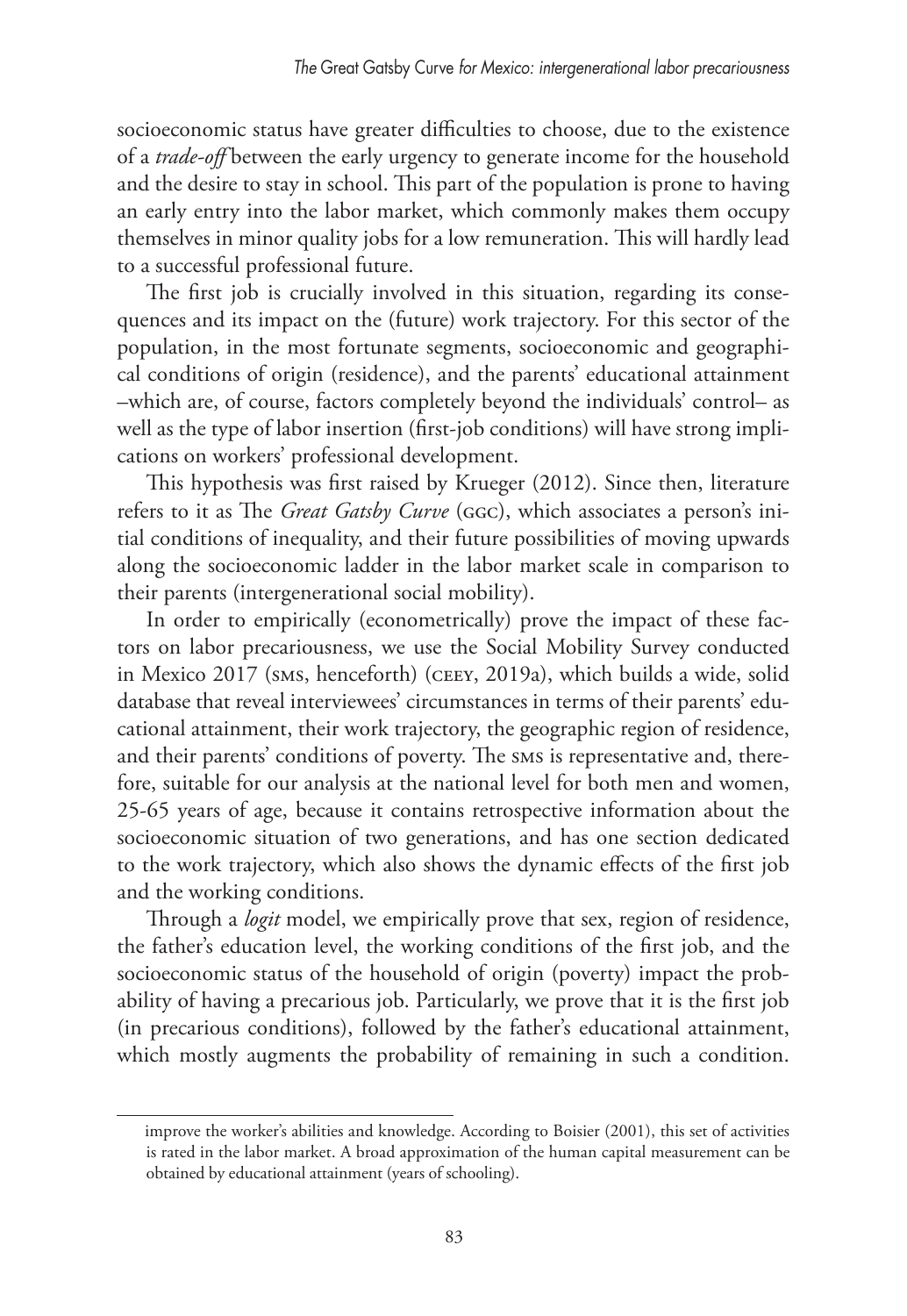socioeconomic status have greater difficulties to choose, due to the existence of a *trade-off* between the early urgency to generate income for the household and the desire to stay in school. This part of the population is prone to having an early entry into the labor market, which commonly makes them occupy themselves in minor quality jobs for a low remuneration. This will hardly lead to a successful professional future.

The first job is crucially involved in this situation, regarding its consequences and its impact on the (future) work trajectory. For this sector of the population, in the most fortunate segments, socioeconomic and geographical conditions of origin (residence), and the parents' educational attainment –which are, of course, factors completely beyond the individuals' control– as well as the type of labor insertion (first-job conditions) will have strong implications on workers' professional development.

This hypothesis was first raised by Krueger (2012). Since then, literature refers to it as The *Great Gatsby Curve* (GGC), which associates a person's initial conditions of inequality, and their future possibilities of moving upwards along the socioeconomic ladder in the labor market scale in comparison to their parents (intergenerational social mobility).

In order to empirically (econometrically) prove the impact of these factors on labor precariousness, we use the Social Mobility Survey conducted in Mexico 2017 (SMS, henceforth) (CEEY, 2019a), which builds a wide, solid database that reveal interviewees' circumstances in terms of their parents' educational attainment, their work trajectory, the geographic region of residence, and their parents' conditions of poverty. The SMS is representative and, therefore, suitable for our analysis at the national level for both men and women, 25-65 years of age, because it contains retrospective information about the socioeconomic situation of two generations, and has one section dedicated to the work trajectory, which also shows the dynamic effects of the first job and the working conditions.

Through a *logit* model, we empirically prove that sex, region of residence, the father's education level, the working conditions of the first job, and the socioeconomic status of the household of origin (poverty) impact the probability of having a precarious job. Particularly, we prove that it is the first job (in precarious conditions), followed by the father's educational attainment, which mostly augments the probability of remaining in such a condition.

improve the worker's abilities and knowledge. According to Boisier (2001), this set of activities is rated in the labor market. A broad approximation of the human capital measurement can be obtained by educational attainment (years of schooling).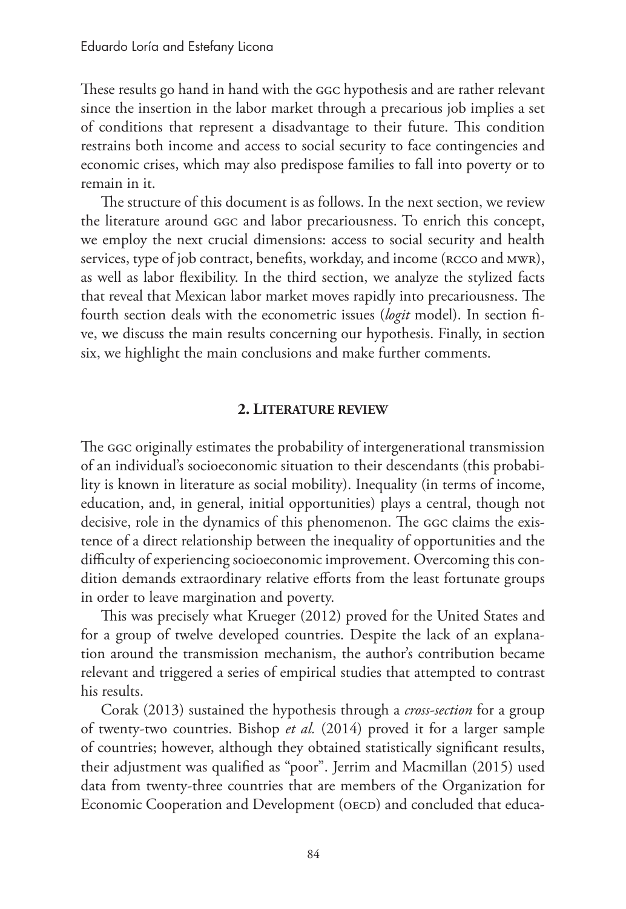These results go hand in hand with the GGC hypothesis and are rather relevant since the insertion in the labor market through a precarious job implies a set of conditions that represent a disadvantage to their future. This condition restrains both income and access to social security to face contingencies and economic crises, which may also predispose families to fall into poverty or to remain in it.

The structure of this document is as follows. In the next section, we review the literature around GGC and labor precariousness. To enrich this concept, we employ the next crucial dimensions: access to social security and health services, type of job contract, benefits, workday, and income (RCCO and MWR), as well as labor flexibility. In the third section, we analyze the stylized facts that reveal that Mexican labor market moves rapidly into precariousness. The fourth section deals with the econometric issues (*logit* model). In section five, we discuss the main results concerning our hypothesis. Finally, in section six, we highlight the main conclusions and make further comments.

## 2. Literature review

The GGC originally estimates the probability of intergenerational transmission of an individual's socioeconomic situation to their descendants (this probability is known in literature as social mobility). Inequality (in terms of income, education, and, in general, initial opportunities) plays a central, though not decisive, role in the dynamics of this phenomenon. The GGC claims the existence of a direct relationship between the inequality of opportunities and the difficulty of experiencing socioeconomic improvement. Overcoming this condition demands extraordinary relative efforts from the least fortunate groups in order to leave margination and poverty.

This was precisely what Krueger (2012) proved for the United States and for a group of twelve developed countries. Despite the lack of an explanation around the transmission mechanism, the author's contribution became relevant and triggered a series of empirical studies that attempted to contrast his results.

Corak (2013) sustained the hypothesis through a *cross-section* for a group of twenty-two countries. Bishop *et al.* (2014) proved it for a larger sample of countries; however, although they obtained statistically significant results, their adjustment was qualified as "poor". Jerrim and Macmillan (2015) used data from twenty-three countries that are members of the Organization for Economic Cooperation and Development (OECD) and concluded that educa-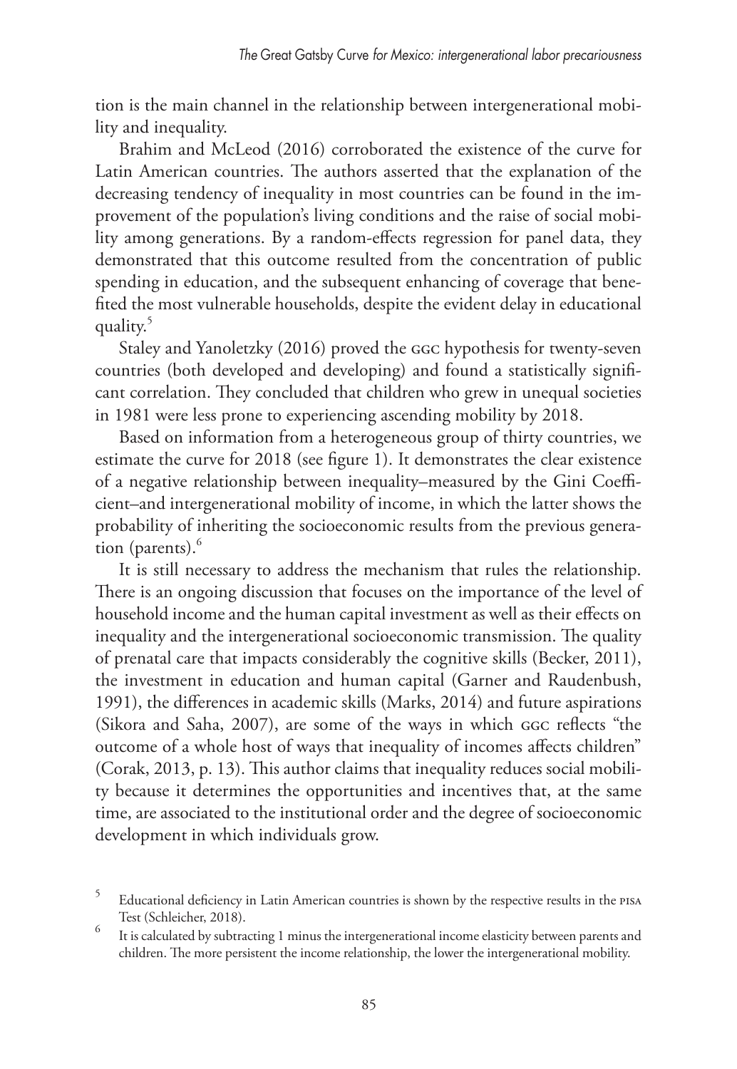tion is the main channel in the relationship between intergenerational mobility and inequality.

Brahim and McLeod (2016) corroborated the existence of the curve for Latin American countries. The authors asserted that the explanation of the decreasing tendency of inequality in most countries can be found in the improvement of the population's living conditions and the raise of social mobility among generations. By a random-effects regression for panel data, they demonstrated that this outcome resulted from the concentration of public spending in education, and the subsequent enhancing of coverage that benefited the most vulnerable households, despite the evident delay in educational quality.[5]

Staley and Yanoletzky (2016) proved the GGC hypothesis for twenty-seven countries (both developed and developing) and found a statistically significant correlation. They concluded that children who grew in unequal societies in 1981 were less prone to experiencing ascending mobility by 2018.

Based on information from a heterogeneous group of thirty countries, we estimate the curve for 2018 (see figure 1). It demonstrates the clear existence of a negative relationship between inequality–measured by the Gini Coefficient–and intergenerational mobility of income, in which the latter shows the probability of inheriting the socioeconomic results from the previous generation (parents).[6]

It is still necessary to address the mechanism that rules the relationship. There is an ongoing discussion that focuses on the importance of the level of household income and the human capital investment as well as their effects on inequality and the intergenerational socioeconomic transmission. The quality of prenatal care that impacts considerably the cognitive skills (Becker, 2011), the investment in education and human capital (Garner and Raudenbush, 1991), the differences in academic skills (Marks, 2014) and future aspirations (Sikora and Saha, 2007), are some of the ways in which GGC reflects "the outcome of a whole host of ways that inequality of incomes affects children" (Corak, 2013, p. 13). This author claims that inequality reduces social mobility because it determines the opportunities and incentives that, at the same time, are associated to the institutional order and the degree of socioeconomic development in which individuals grow.

[5] Educational deficiency in Latin American countries is shown by the respective results in the PISA Test (Schleicher, 2018).

[6] It is calculated by subtracting 1 minus the intergenerational income elasticity between parents and children. The more persistent the income relationship, the lower the intergenerational mobility.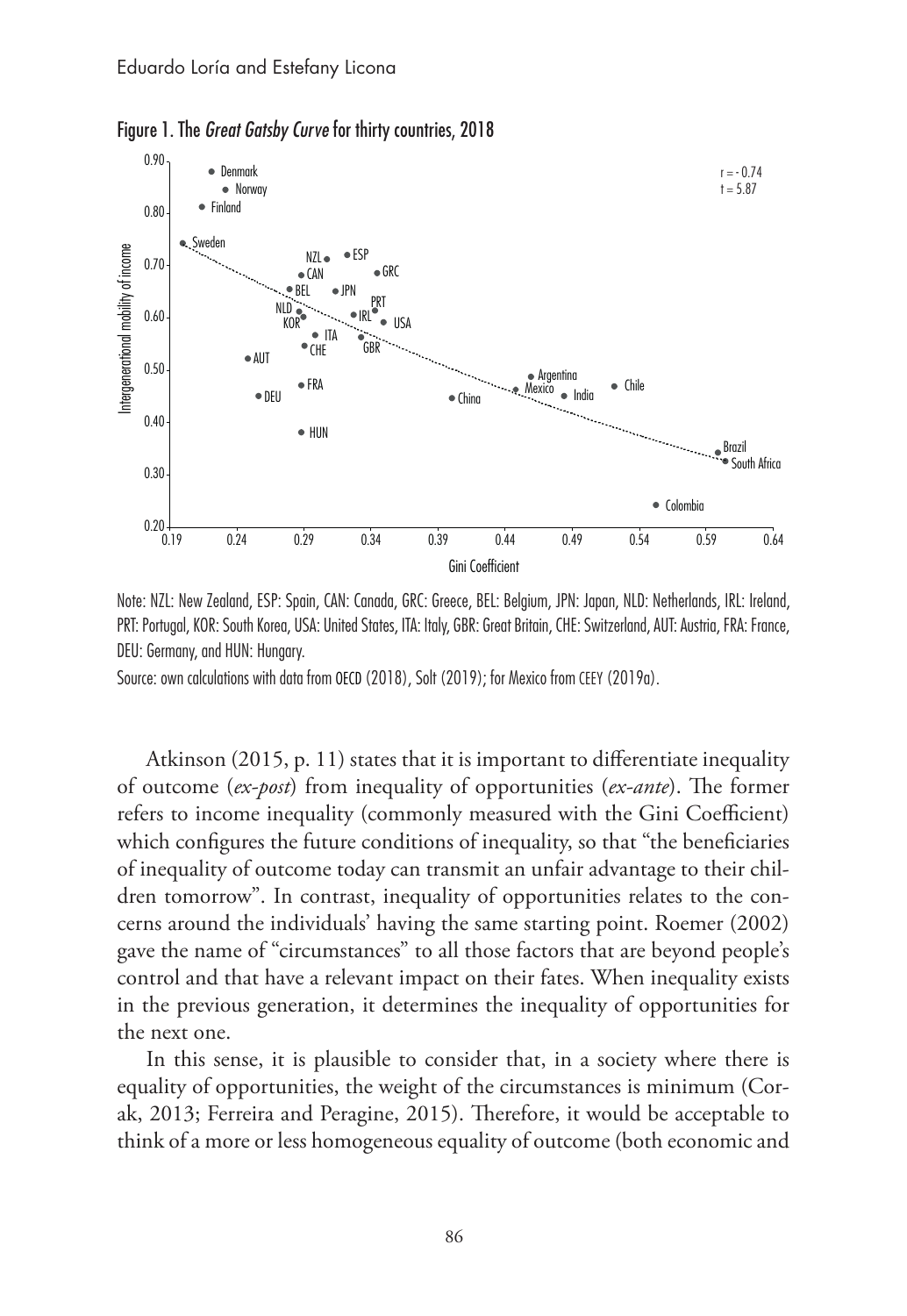Figure 1. The *Great Gatsby Curve* for thirty countries, 2018

Note: NZL: New Zealand, ESP: Spain, CAN: Canada, GRC: Greece, BEL: Belgium, JPN: Japan, NLD: Netherlands, IRL: Ireland, PRT: Portugal, KOR: South Korea, USA: United States, ITA: Italy, GBR: Great Britain, CHE: Switzerland, AUT: Austria, FRA: France, DEU: Germany, and HUN: Hungary.

Source: own calculations with data from OECD (2018), Solt (2019); for Mexico from CEEY (2019a).

Atkinson (2015, p. 11) states that it is important to differentiate inequality of outcome (*ex-post*) from inequality of opportunities (*ex-ante*). The former refers to income inequality (commonly measured with the Gini Coefficient) which configures the future conditions of inequality, so that "the beneficiaries of inequality of outcome today can transmit an unfair advantage to their children tomorrow". In contrast, inequality of opportunities relates to the concerns around the individuals' having the same starting point. Roemer (2002) gave the name of "circumstances" to all those factors that are beyond people's control and that have a relevant impact on their fates. When inequality exists in the previous generation, it determines the inequality of opportunities for the next one.

In this sense, it is plausible to consider that, in a society where there is equality of opportunities, the weight of the circumstances is minimum (Corak, 2013; Ferreira and Peragine, 2015). Therefore, it would be acceptable to think of a more or less homogeneous equality of outcome (both economic and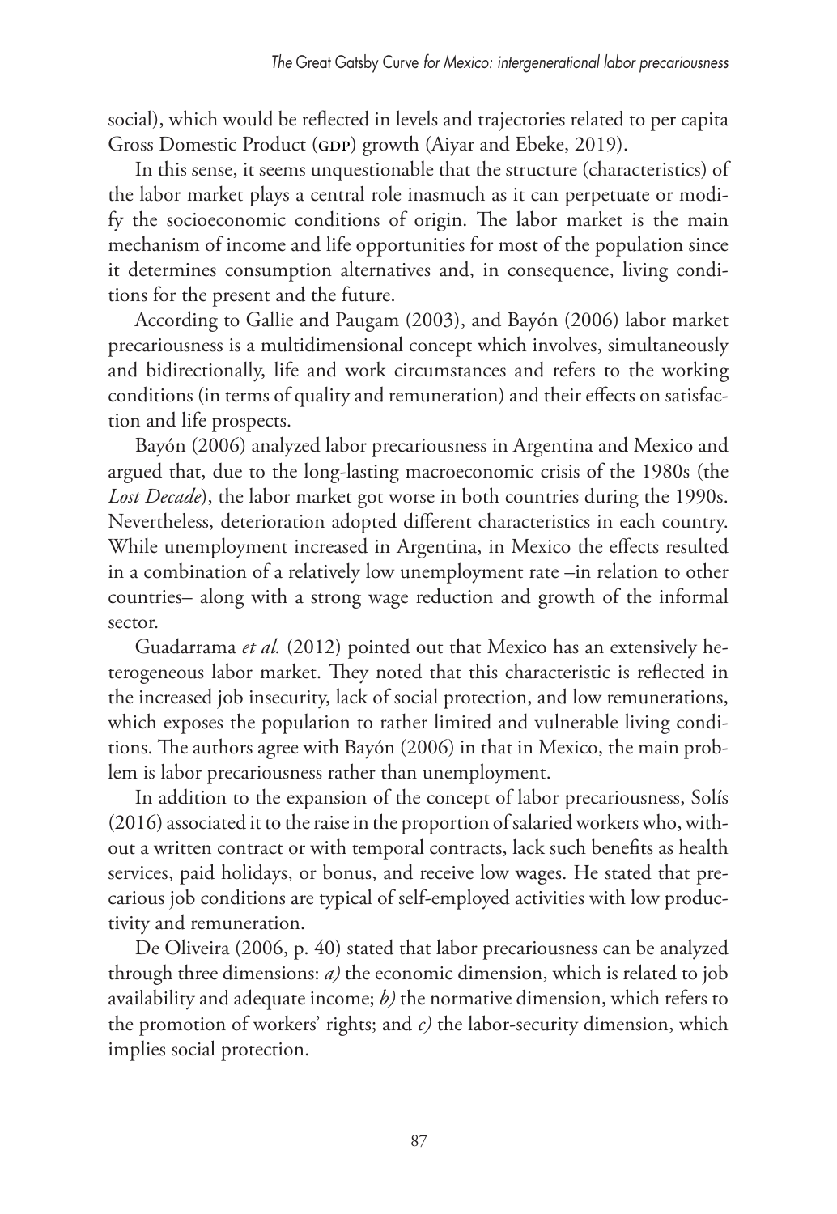social), which would be reflected in levels and trajectories related to per capita Gross Domestic Product (GDP) growth (Aiyar and Ebeke, 2019).

In this sense, it seems unquestionable that the structure (characteristics) of the labor market plays a central role inasmuch as it can perpetuate or modify the socioeconomic conditions of origin. The labor market is the main mechanism of income and life opportunities for most of the population since it determines consumption alternatives and, in consequence, living conditions for the present and the future.

According to Gallie and Paugam (2003), and Bayón (2006) labor market precariousness is a multidimensional concept which involves, simultaneously and bidirectionally, life and work circumstances and refers to the working conditions (in terms of quality and remuneration) and their effects on satisfaction and life prospects.

Bayón (2006) analyzed labor precariousness in Argentina and Mexico and argued that, due to the long-lasting macroeconomic crisis of the 1980s (the *Lost Decade*), the labor market got worse in both countries during the 1990s. Nevertheless, deterioration adopted different characteristics in each country. While unemployment increased in Argentina, in Mexico the effects resulted in a combination of a relatively low unemployment rate –in relation to other countries– along with a strong wage reduction and growth of the informal sector.

Guadarrama *et al.* (2012) pointed out that Mexico has an extensively heterogeneous labor market. They noted that this characteristic is reflected in the increased job insecurity, lack of social protection, and low remunerations, which exposes the population to rather limited and vulnerable living conditions. The authors agree with Bayón (2006) in that in Mexico, the main problem is labor precariousness rather than unemployment.

In addition to the expansion of the concept of labor precariousness, Solís (2016) associated it to the raise in the proportion of salaried workers who, without a written contract or with temporal contracts, lack such benefits as health services, paid holidays, or bonus, and receive low wages. He stated that precarious job conditions are typical of self-employed activities with low productivity and remuneration.

De Oliveira (2006, p. 40) stated that labor precariousness can be analyzed through three dimensions: *a)* the economic dimension, which is related to job availability and adequate income; *b)* the normative dimension, which refers to the promotion of workers' rights; and *c)* the labor-security dimension, which implies social protection.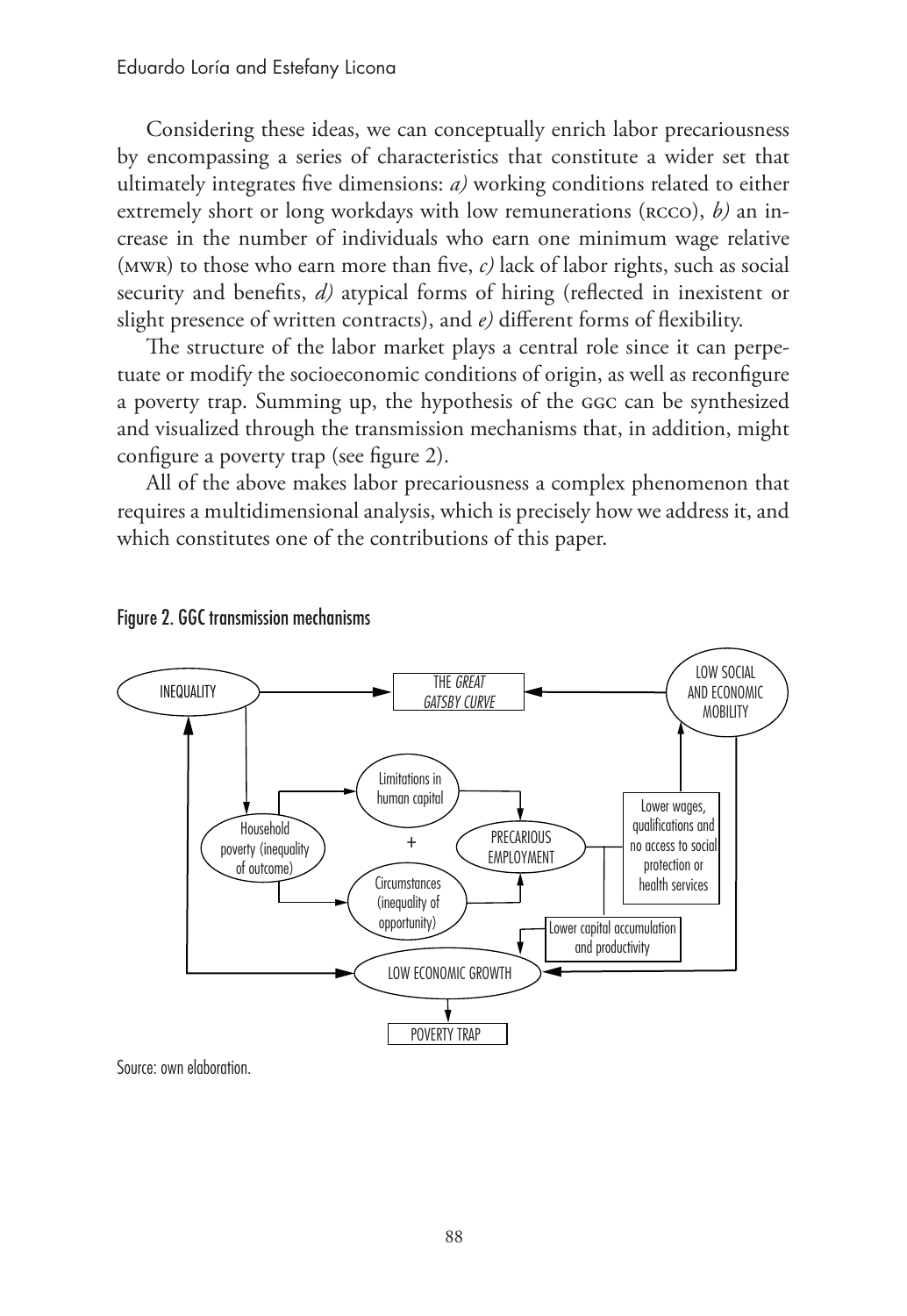Considering these ideas, we can conceptually enrich labor precariousness by encompassing a series of characteristics that constitute a wider set that ultimately integrates five dimensions: *a)* working conditions related to either extremely short or long workdays with low remunerations (RCCO), *b)* an increase in the number of individuals who earn one minimum wage relative (MWR) to those who earn more than five, *c)* lack of labor rights, such as social security and benefits, *d)* atypical forms of hiring (reflected in inexistent or slight presence of written contracts), and *e)* different forms of flexibility.

The structure of the labor market plays a central role since it can perpetuate or modify the socioeconomic conditions of origin, as well as reconfigure a poverty trap. Summing up, the hypothesis of the GGC can be synthesized and visualized through the transmission mechanisms that, in addition, might configure a poverty trap (see figure 2).

All of the above makes labor precariousness a complex phenomenon that requires a multidimensional analysis, which is precisely how we address it, and which constitutes one of the contributions of this paper.

Figure 2. GGC transmission mechanisms

INEQUALITY → THE *GREAT GATSBY CURVE* ← LOW SOCIAL AND ECONOMIC MOBILITY

Household poverty (inequality of outcome) → Limitations in human capital + Circumstances (inequality of opportunity) → PRECARIOUS EMPLOYMENT → Lower wages, qualifications and no access to social protection or health services; Lower capital accumulation and productivity → LOW ECONOMIC GROWTH → POVERTY TRAP

Source: own elaboration.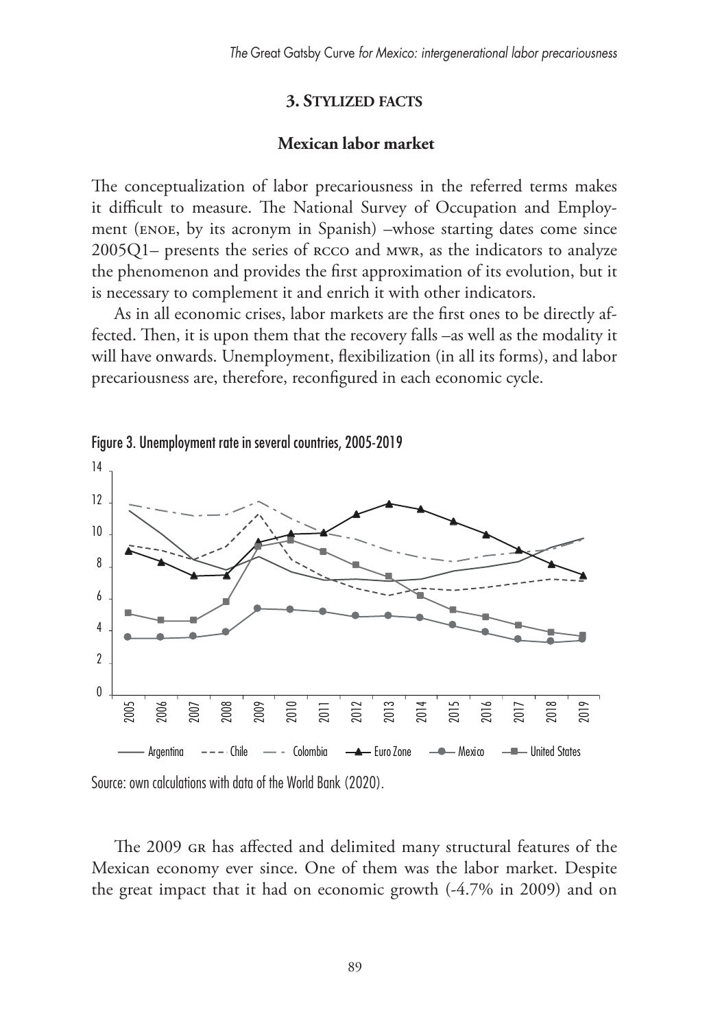## 3. Stylized facts

### Mexican labor market

The conceptualization of labor precariousness in the referred terms makes it difficult to measure. The National Survey of Occupation and Employment (ENOE, by its acronym in Spanish) –whose starting dates come since 2005Q1– presents the series of RCCO and MWR, as the indicators to analyze the phenomenon and provides the first approximation of its evolution, but it is necessary to complement it and enrich it with other indicators.

As in all economic crises, labor markets are the first ones to be directly affected. Then, it is upon them that the recovery falls –as well as the modality it will have onwards. Unemployment, flexibilization (in all its forms), and labor precariousness are, therefore, reconfigured in each economic cycle.

Figure 3. Unemployment rate in several countries, 2005-2019

Source: own calculations with data of the World Bank (2020).

The 2009 GR has affected and delimited many structural features of the Mexican economy ever since. One of them was the labor market. Despite the great impact that it had on economic growth (-4.7% in 2009) and on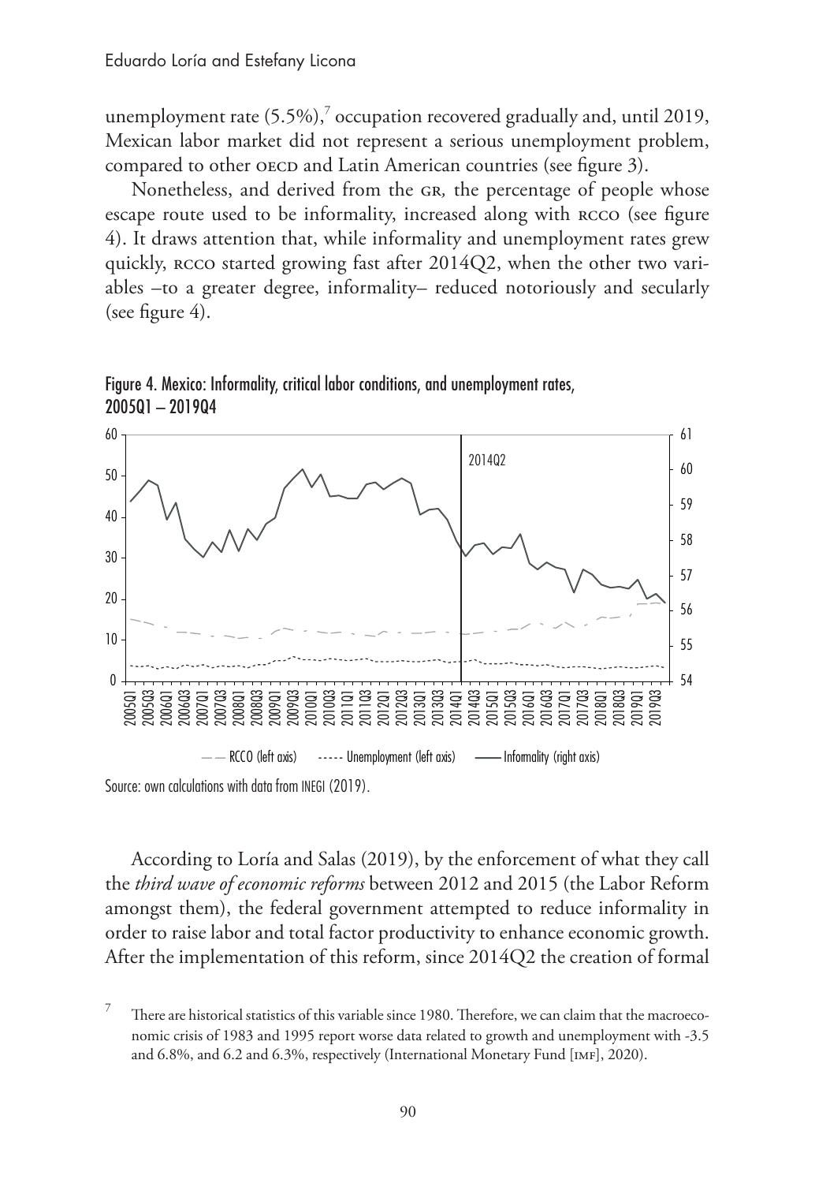unemployment rate (5.5%),[7] occupation recovered gradually and, until 2019, Mexican labor market did not represent a serious unemployment problem, compared to other OECD and Latin American countries (see figure 3).

Nonetheless, and derived from the GR, the percentage of people whose escape route used to be informality, increased along with RCCO (see figure 4). It draws attention that, while informality and unemployment rates grew quickly, RCCO started growing fast after 2014Q2, when the other two variables –to a greater degree, informality– reduced notoriously and secularly (see figure 4).

Figure 4. Mexico: Informality, critical labor conditions, and unemployment rates, 2005Q1 – 2019Q4

Source: own calculations with data from INEGI (2019).

According to Loría and Salas (2019), by the enforcement of what they call the *third wave of economic reforms* between 2012 and 2015 (the Labor Reform amongst them), the federal government attempted to reduce informality in order to raise labor and total factor productivity to enhance economic growth. After the implementation of this reform, since 2014Q2 the creation of formal

[7] There are historical statistics of this variable since 1980. Therefore, we can claim that the macroeconomic crisis of 1983 and 1995 report worse data related to growth and unemployment with -3.5 and 6.8%, and 6.2 and 6.3%, respectively (International Monetary Fund [IMF], 2020).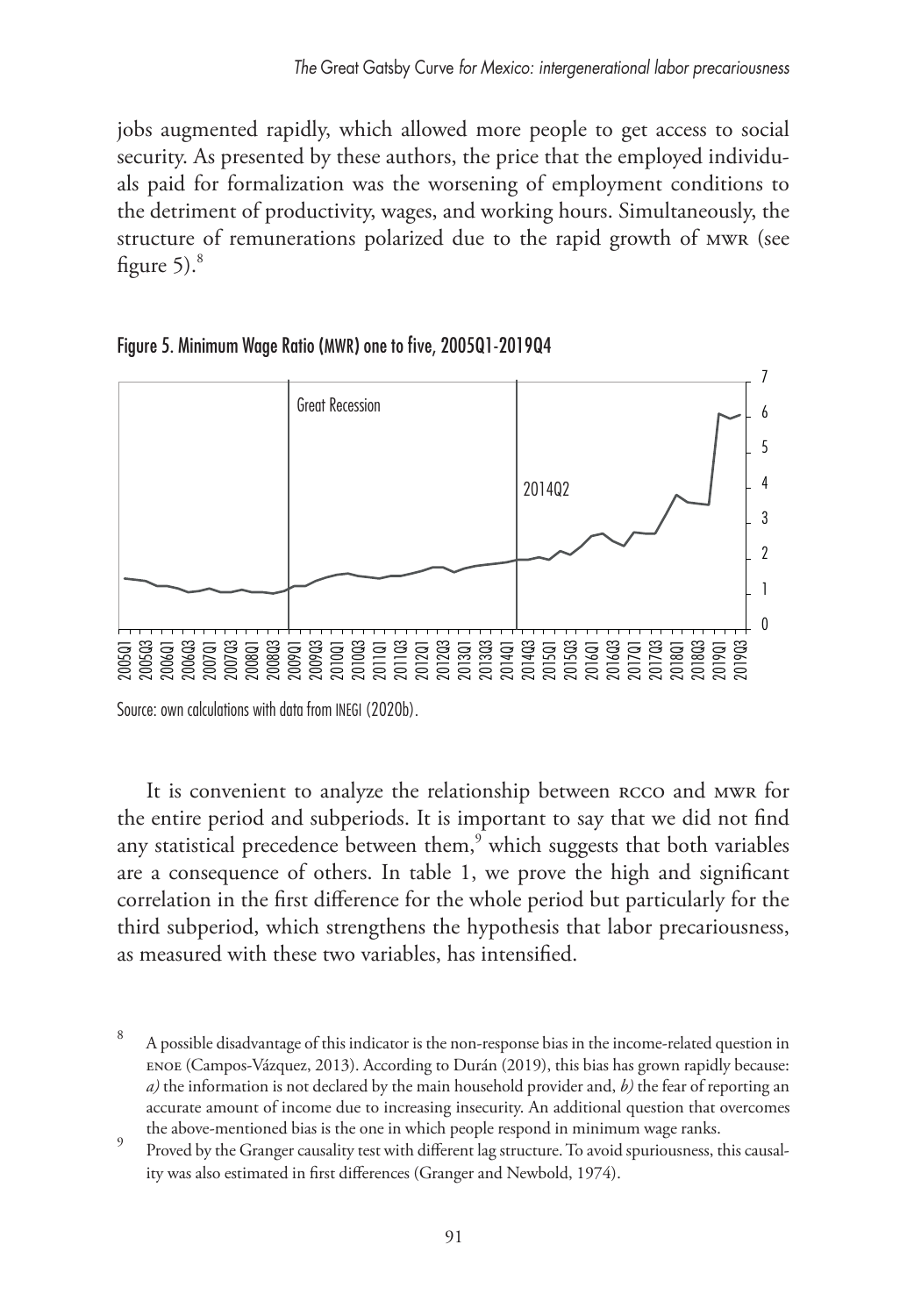jobs augmented rapidly, which allowed more people to get access to social security. As presented by these authors, the price that the employed individuals paid for formalization was the worsening of employment conditions to the detriment of productivity, wages, and working hours. Simultaneously, the structure of remunerations polarized due to the rapid growth of MWR (see figure 5).[8]

Figure 5. Minimum Wage Ratio (MWR) one to five, 2005Q1-2019Q4

Source: own calculations with data from INEGI (2020b).

It is convenient to analyze the relationship between RCCO and MWR for the entire period and subperiods. It is important to say that we did not find any statistical precedence between them,[9] which suggests that both variables are a consequence of others. In table 1, we prove the high and significant correlation in the first difference for the whole period but particularly for the third subperiod, which strengthens the hypothesis that labor precariousness, as measured with these two variables, has intensified.

[8] A possible disadvantage of this indicator is the non-response bias in the income-related question in ENOE (Campos-Vázquez, 2013). According to Durán (2019), this bias has grown rapidly because: *a)* the information is not declared by the main household provider and, *b)* the fear of reporting an accurate amount of income due to increasing insecurity. An additional question that overcomes the above-mentioned bias is the one in which people respond in minimum wage ranks.

[9] Proved by the Granger causality test with different lag structure. To avoid spuriousness, this causality was also estimated in first differences (Granger and Newbold, 1974).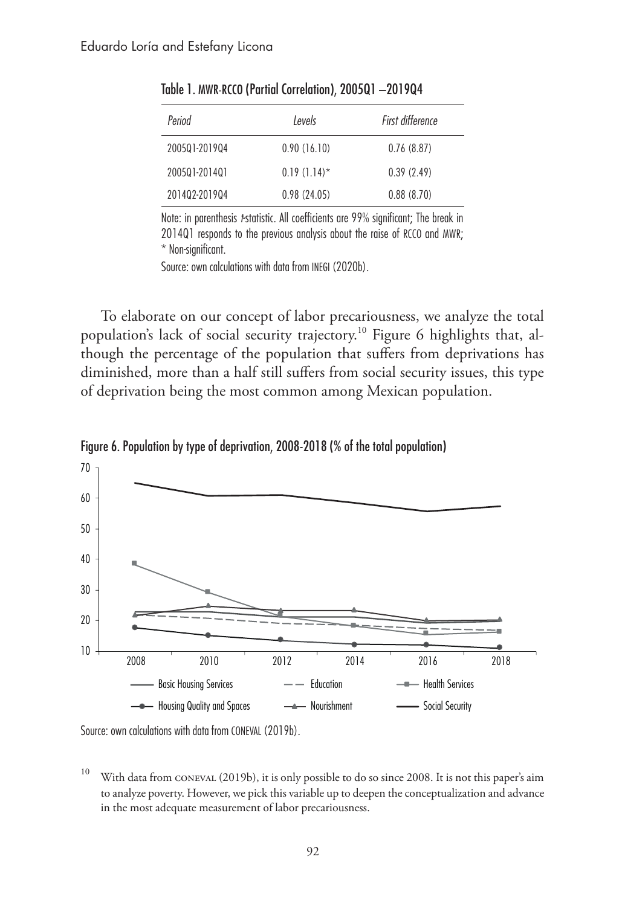Table 1. MWR-RCCO (Partial Correlation), 2005Q1 –2019Q4

| *Period* | *Levels* | *First difference* |
|---|---|---|
| 2005Q1-2019Q4 | 0.90 (16.10) | 0.76 (8.87) |
| 2005Q1-2014Q1 | 0.19 (1.14)* | 0.39 (2.49) |
| 2014Q2-2019Q4 | 0.98 (24.05) | 0.88 (8.70) |

Note: in parenthesis *t*-statistic. All coefficients are 99% significant; The break in 2014Q1 responds to the previous analysis about the raise of RCCO and MWR; * Non-significant.

Source: own calculations with data from INEGI (2020b).

To elaborate on our concept of labor precariousness, we analyze the total population's lack of social security trajectory.[10] Figure 6 highlights that, although the percentage of the population that suffers from deprivations has diminished, more than a half still suffers from social security issues, this type of deprivation being the most common among Mexican population.

Figure 6. Population by type of deprivation, 2008-2018 (% of the total population)

Source: own calculations with data from CONEVAL (2019b).

[10] With data from CONEVAL (2019b), it is only possible to do so since 2008. It is not this paper's aim to analyze poverty. However, we pick this variable up to deepen the conceptualization and advance in the most adequate measurement of labor precariousness.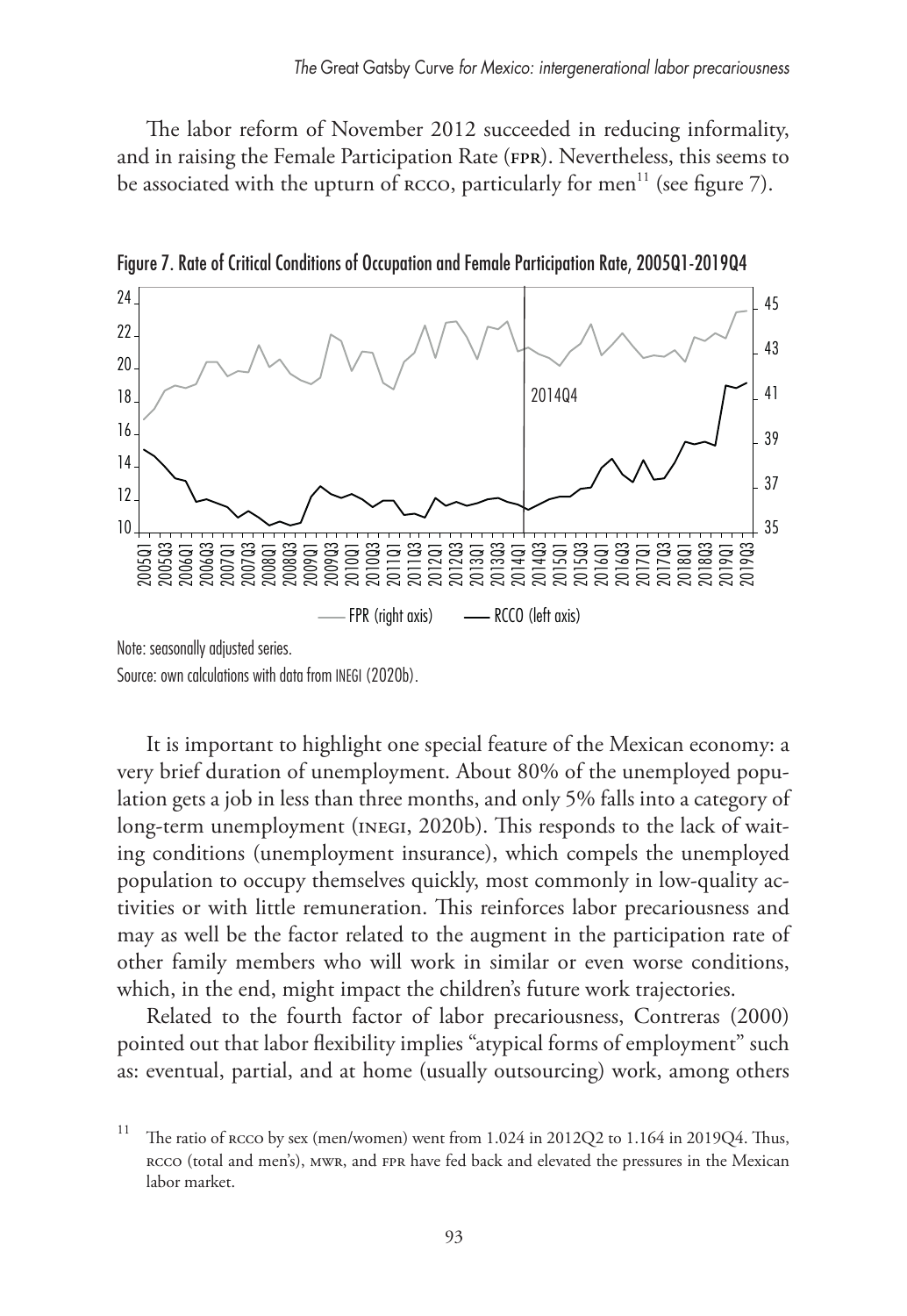The labor reform of November 2012 succeeded in reducing informality, and in raising the Female Participation Rate (FPR). Nevertheless, this seems to be associated with the upturn of RCCO, particularly for men[11] (see figure 7).

Figure 7. Rate of Critical Conditions of Occupation and Female Participation Rate, 2005Q1-2019Q4

Note: seasonally adjusted series.

Source: own calculations with data from INEGI (2020b).

It is important to highlight one special feature of the Mexican economy: a very brief duration of unemployment. About 80% of the unemployed population gets a job in less than three months, and only 5% falls into a category of long-term unemployment (INEGI, 2020b). This responds to the lack of waiting conditions (unemployment insurance), which compels the unemployed population to occupy themselves quickly, most commonly in low-quality activities or with little remuneration. This reinforces labor precariousness and may as well be the factor related to the augment in the participation rate of other family members who will work in similar or even worse conditions, which, in the end, might impact the children's future work trajectories.

Related to the fourth factor of labor precariousness, Contreras (2000) pointed out that labor flexibility implies "atypical forms of employment" such as: eventual, partial, and at home (usually outsourcing) work, among others

[11] The ratio of RCCO by sex (men/women) went from 1.024 in 2012Q2 to 1.164 in 2019Q4. Thus, RCCO (total and men's), MWR, and FPR have fed back and elevated the pressures in the Mexican labor market.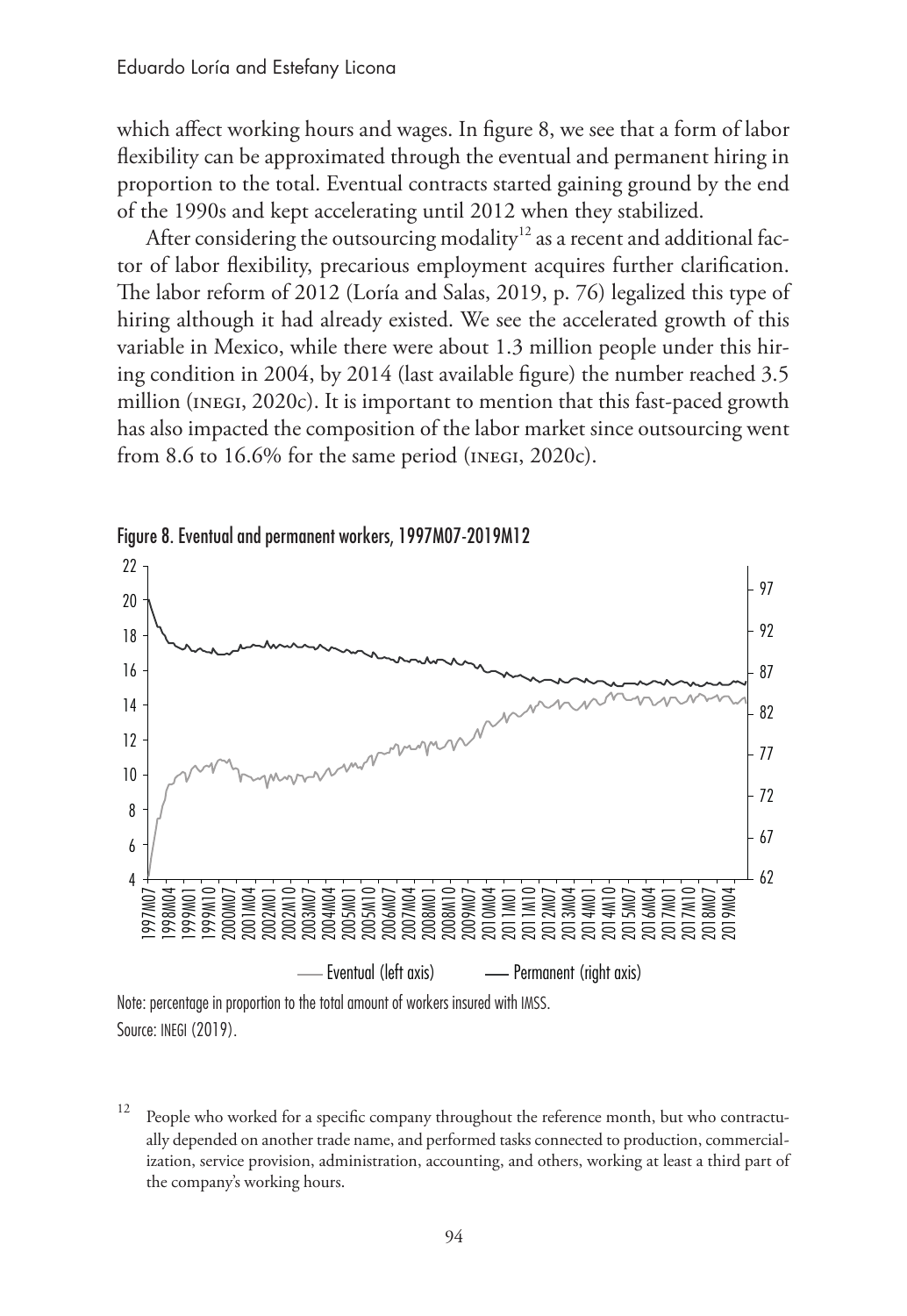which affect working hours and wages. In figure 8, we see that a form of labor flexibility can be approximated through the eventual and permanent hiring in proportion to the total. Eventual contracts started gaining ground by the end of the 1990s and kept accelerating until 2012 when they stabilized.

After considering the outsourcing modality[12] as a recent and additional factor of labor flexibility, precarious employment acquires further clarification. The labor reform of 2012 (Loría and Salas, 2019, p. 76) legalized this type of hiring although it had already existed. We see the accelerated growth of this variable in Mexico, while there were about 1.3 million people under this hiring condition in 2004, by 2014 (last available figure) the number reached 3.5 million (INEGI, 2020c). It is important to mention that this fast-paced growth has also impacted the composition of the labor market since outsourcing went from 8.6 to 16.6% for the same period (INEGI, 2020c).

Figure 8. Eventual and permanent workers, 1997M07-2019M12

Note: percentage in proportion to the total amount of workers insured with IMSS.
Source: INEGI (2019).

[12] People who worked for a specific company throughout the reference month, but who contractually depended on another trade name, and performed tasks connected to production, commercialization, service provision, administration, accounting, and others, working at least a third part of the company's working hours.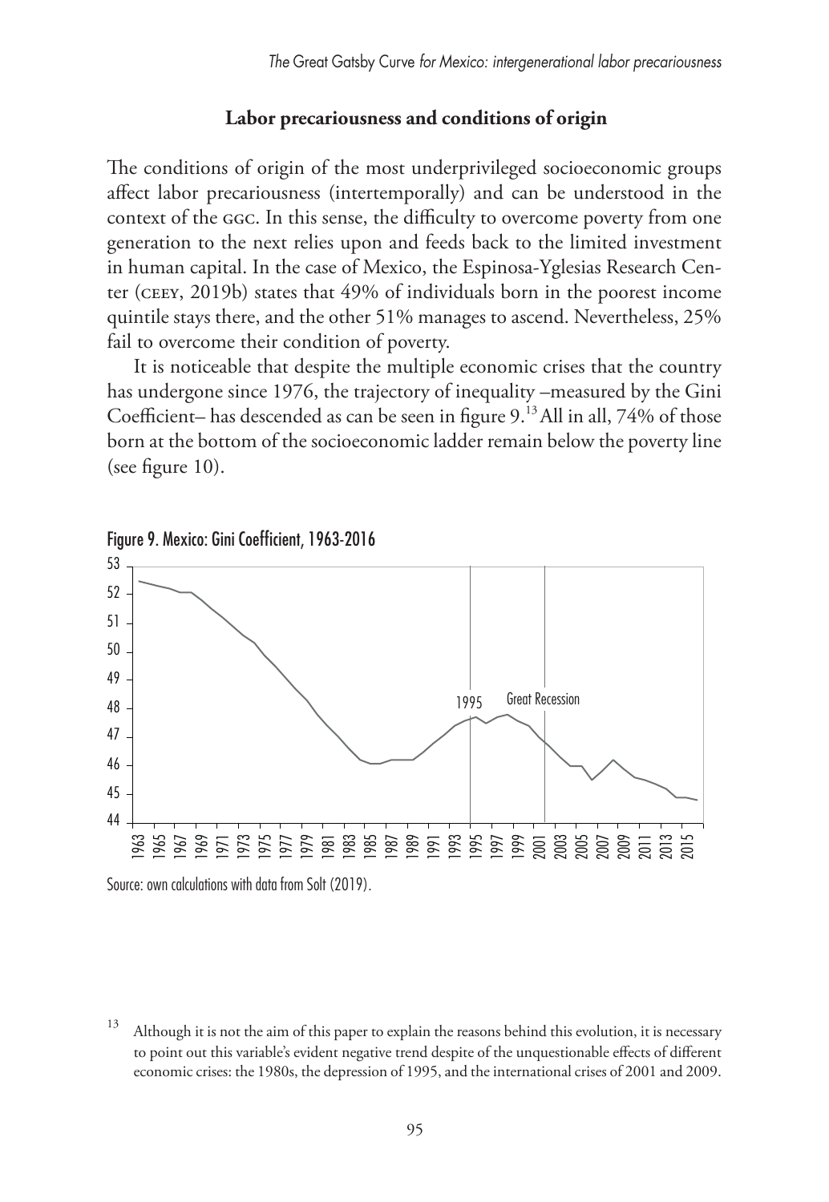### Labor precariousness and conditions of origin

The conditions of origin of the most underprivileged socioeconomic groups affect labor precariousness (intertemporally) and can be understood in the context of the GGC. In this sense, the difficulty to overcome poverty from one generation to the next relies upon and feeds back to the limited investment in human capital. In the case of Mexico, the Espinosa-Yglesias Research Center (CEEY, 2019b) states that 49% of individuals born in the poorest income quintile stays there, and the other 51% manages to ascend. Nevertheless, 25% fail to overcome their condition of poverty.

It is noticeable that despite the multiple economic crises that the country has undergone since 1976, the trajectory of inequality –measured by the Gini Coefficient– has descended as can be seen in figure 9.[13] All in all, 74% of those born at the bottom of the socioeconomic ladder remain below the poverty line (see figure 10).

Figure 9. Mexico: Gini Coefficient, 1963-2016

Source: own calculations with data from Solt (2019).

[13] Although it is not the aim of this paper to explain the reasons behind this evolution, it is necessary to point out this variable's evident negative trend despite of the unquestionable effects of different economic crises: the 1980s, the depression of 1995, and the international crises of 2001 and 2009.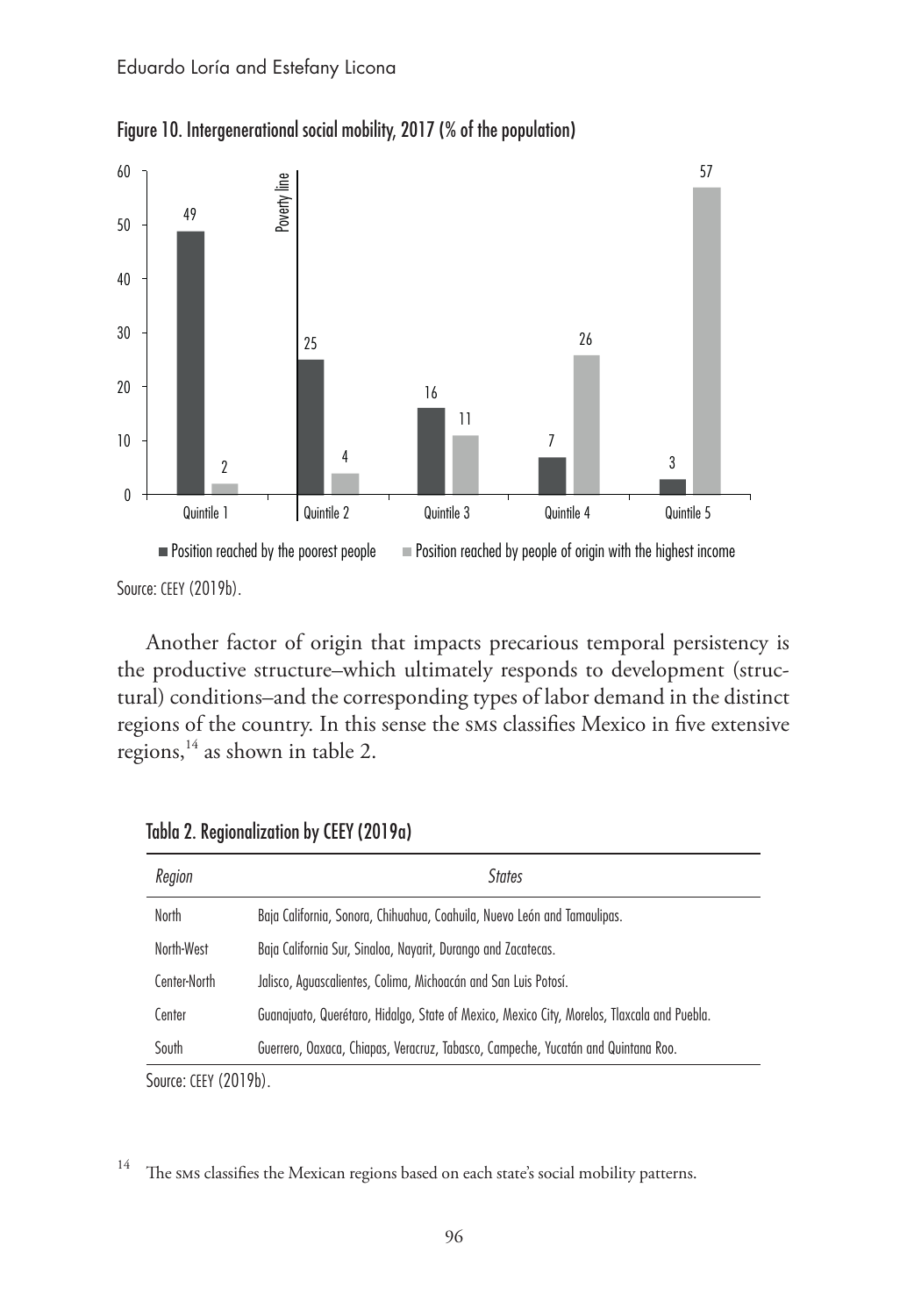Figure 10. Intergenerational social mobility, 2017 (% of the population)

| | Quintile 1 | Quintile 2 | Quintile 3 | Quintile 4 | Quintile 5 |
|---|---|---|---|---|---|
| Position reached by the poorest people | 49 | 25 | 16 | 7 | 3 |
| Position reached by people of origin with the highest income | 2 | 4 | 11 | 26 | 57 |

Poverty line (between Quintile 1 and Quintile 2)

Source: CEEY (2019b).

Another factor of origin that impacts precarious temporal persistency is the productive structure–which ultimately responds to development (structural) conditions–and the corresponding types of labor demand in the distinct regions of the country. In this sense the SMS classifies Mexico in five extensive regions,[14] as shown in table 2.

Tabla 2. Regionalization by CEEY (2019a)

| *Region* | *States* |
|---|---|
| North | Baja California, Sonora, Chihuahua, Coahuila, Nuevo León and Tamaulipas. |
| North-West | Baja California Sur, Sinaloa, Nayarit, Durango and Zacatecas. |
| Center-North | Jalisco, Aguascalientes, Colima, Michoacán and San Luis Potosí. |
| Center | Guanajuato, Querétaro, Hidalgo, State of Mexico, Mexico City, Morelos, Tlaxcala and Puebla. |
| South | Guerrero, Oaxaca, Chiapas, Veracruz, Tabasco, Campeche, Yucatán and Quintana Roo. |

Source: CEEY (2019b).

[14] The SMS classifies the Mexican regions based on each state's social mobility patterns.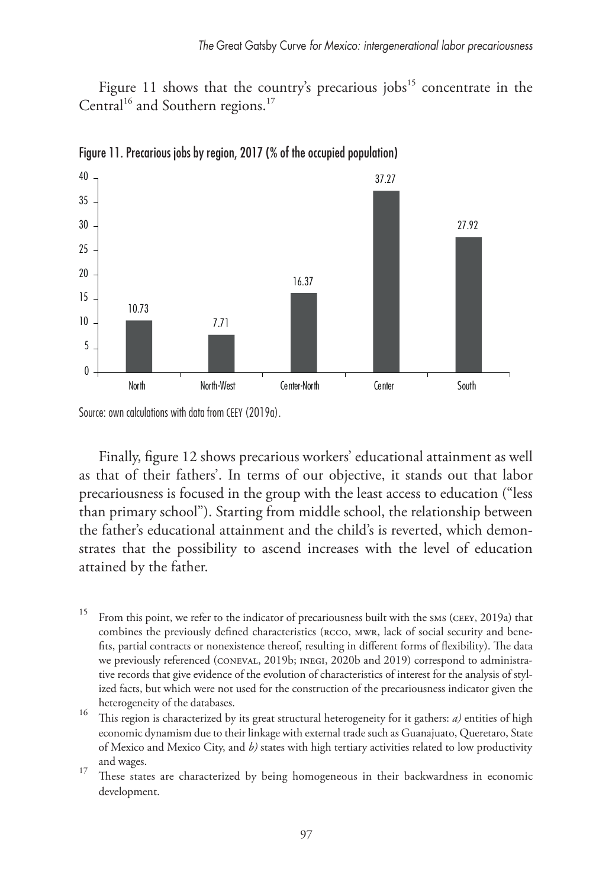Figure 11 shows that the country's precarious jobs[15] concentrate in the Central[16] and Southern regions.[17]

Figure 11. Precarious jobs by region, 2017 (% of the occupied population)

| Region | % |
|---|---|
| North | 10.73 |
| North-West | 7.71 |
| Center-North | 16.37 |
| Center | 37.27 |
| South | 27.92 |

Source: own calculations with data from CEEY (2019a).

Finally, figure 12 shows precarious workers' educational attainment as well as that of their fathers'. In terms of our objective, it stands out that labor precariousness is focused in the group with the least access to education ("less than primary school"). Starting from middle school, the relationship between the father's educational attainment and the child's is reverted, which demonstrates that the possibility to ascend increases with the level of education attained by the father.

[15] From this point, we refer to the indicator of precariousness built with the SMS (CEEY, 2019a) that combines the previously defined characteristics (RCCO, MWR, lack of social security and benefits, partial contracts or nonexistence thereof, resulting in different forms of flexibility). The data we previously referenced (CONEVAL, 2019b; INEGI, 2020b and 2019) correspond to administrative records that give evidence of the evolution of characteristics of interest for the analysis of stylized facts, but which were not used for the construction of the precariousness indicator given the heterogeneity of the databases.

[16] This region is characterized by its great structural heterogeneity for it gathers: *a)* entities of high economic dynamism due to their linkage with external trade such as Guanajuato, Queretaro, State of Mexico and Mexico City, and *b)* states with high tertiary activities related to low productivity and wages.

[17] These states are characterized by being homogeneous in their backwardness in economic development.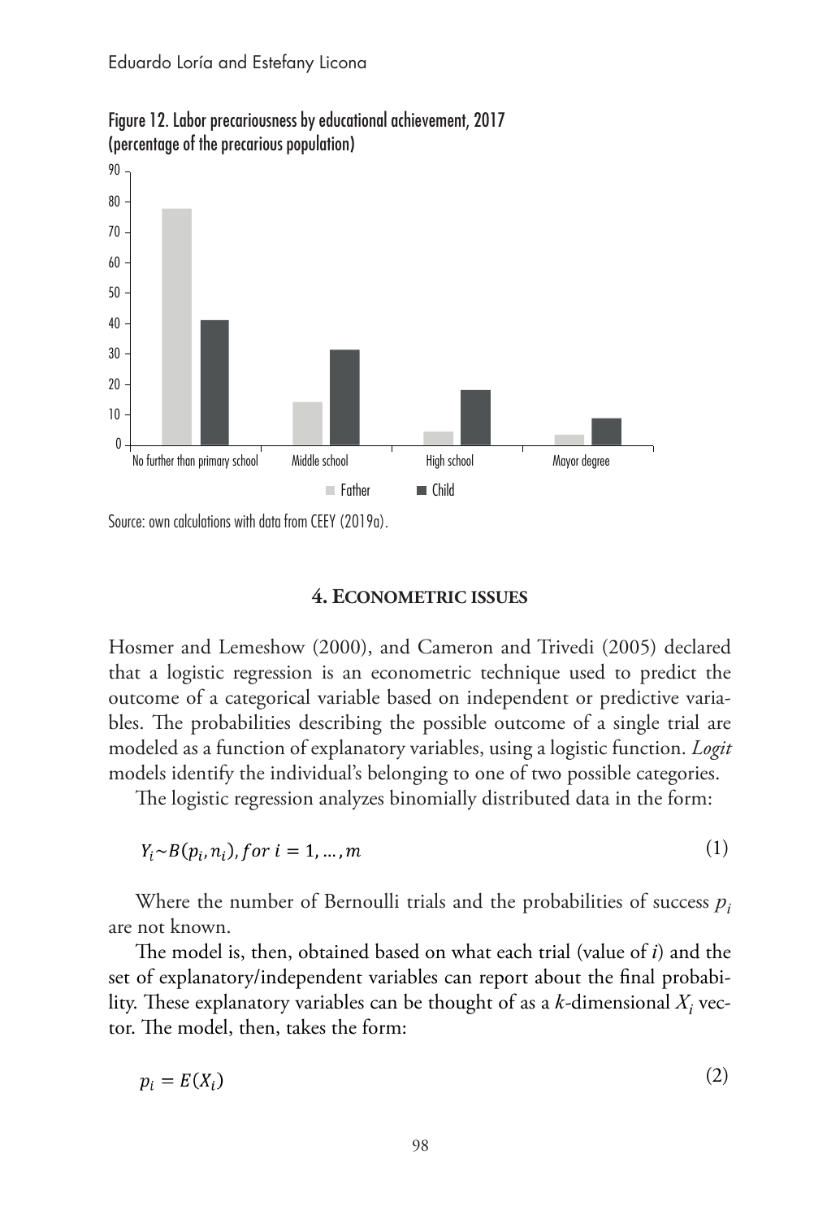Figure 12. Labor precariousness by educational achievement, 2017 (percentage of the precarious population)

Source: own calculations with data from CEEY (2019a).

## 4. Econometric issues

Hosmer and Lemeshow (2000), and Cameron and Trivedi (2005) declared that a logistic regression is an econometric technique used to predict the outcome of a categorical variable based on independent or predictive variables. The probabilities describing the possible outcome of a single trial are modeled as a function of explanatory variables, using a logistic function. *Logit* models identify the individual's belonging to one of two possible categories.

The logistic regression analyzes binomially distributed data in the form:

$$Y_i \sim B(p_i, n_i), for\ i = 1, \ldots, m \tag{1}$$

Where the number of Bernoulli trials and the probabilities of success $p_i$ are not known.

The model is, then, obtained based on what each trial (value of $i$) and the set of explanatory/independent variables can report about the final probability. These explanatory variables can be thought of as a $k$-dimensional $X_i$ vector. The model, then, takes the form:

$$p_i = E(X_i) \tag{2}$$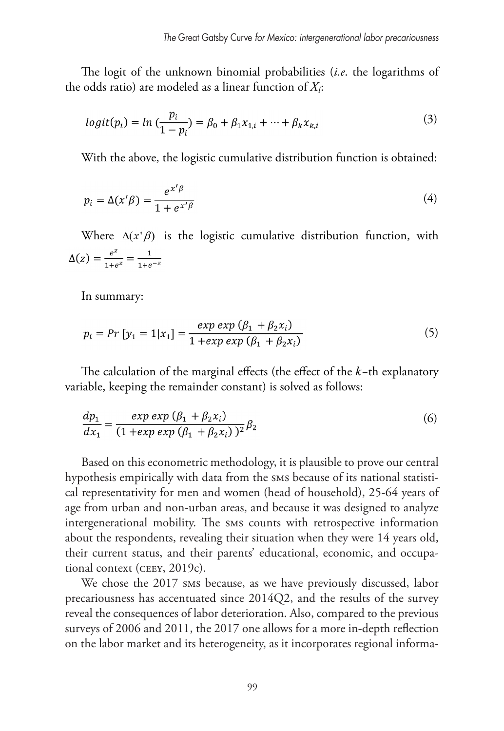The logit of the unknown binomial probabilities (*i.e.* the logarithms of the odds ratio) are modeled as a linear function of $X_i$:

$$logit(p_i) = ln\,(\frac{p_i}{1-p_i}) = \beta_0 + \beta_1 x_{1,i} + \cdots + \beta_k x_{k,i} \tag{3}$$

With the above, the logistic cumulative distribution function is obtained:

$$p_i = \Delta(x'\beta) = \frac{e^{x'\beta}}{1+e^{x'\beta}} \tag{4}$$

Where $\Delta(x'\beta)$ is the logistic cumulative distribution function, with $\Delta(z) = \frac{e^z}{1+e^z} = \frac{1}{1+e^{-z}}$

In summary:

$$p_i = Pr\,[y_1 = 1|x_1] = \frac{exp\,exp\,(\beta_1 + \beta_2 x_i)}{1 + exp\,exp\,(\beta_1 + \beta_2 x_i)} \tag{5}$$

The calculation of the marginal effects (the effect of the $k$-th explanatory variable, keeping the remainder constant) is solved as follows:

$$\frac{dp_1}{dx_1} = \frac{exp\,exp\,(\beta_1 + \beta_2 x_i)}{(1 + exp\,exp\,(\beta_1 + \beta_2 x_i)\,)^2}\beta_2 \tag{6}$$

Based on this econometric methodology, it is plausible to prove our central hypothesis empirically with data from the SMS because of its national statistical representativity for men and women (head of household), 25-64 years of age from urban and non-urban areas, and because it was designed to analyze intergenerational mobility. The SMS counts with retrospective information about the respondents, revealing their situation when they were 14 years old, their current status, and their parents' educational, economic, and occupational context (CEEY, 2019c).

We chose the 2017 SMS because, as we have previously discussed, labor precariousness has accentuated since 2014Q2, and the results of the survey reveal the consequences of labor deterioration. Also, compared to the previous surveys of 2006 and 2011, the 2017 one allows for a more in-depth reflection on the labor market and its heterogeneity, as it incorporates regional informa-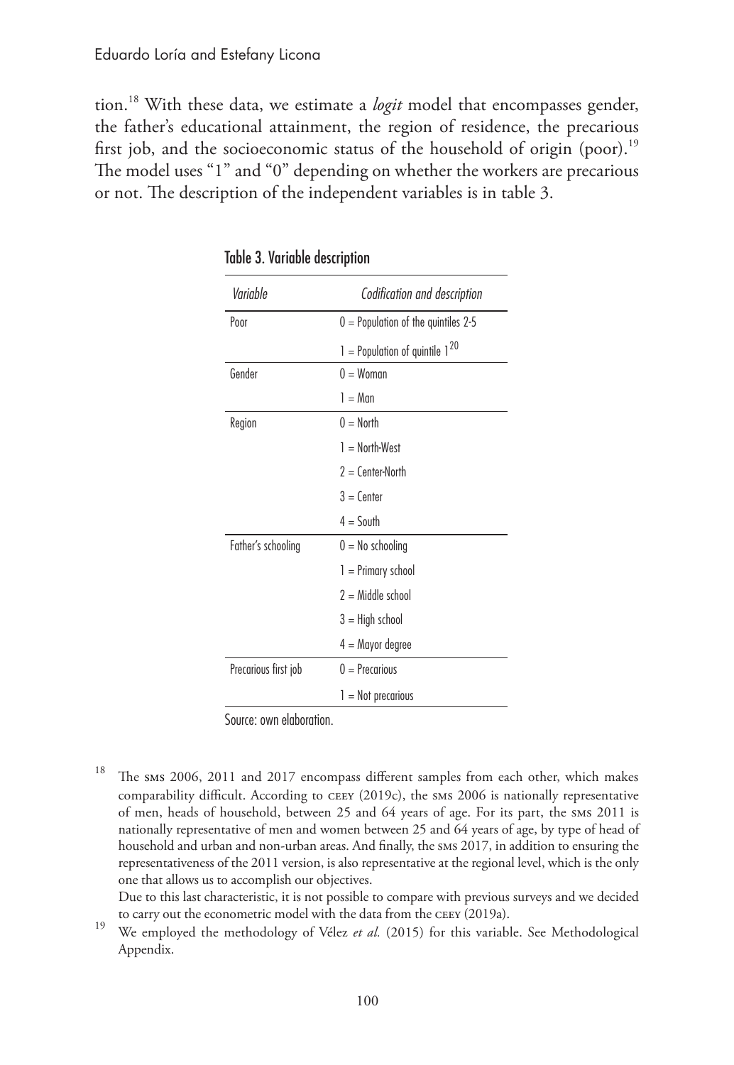tion.[18] With these data, we estimate a *logit* model that encompasses gender, the father's educational attainment, the region of residence, the precarious first job, and the socioeconomic status of the household of origin (poor).[19] The model uses "1" and "0" depending on whether the workers are precarious or not. The description of the independent variables is in table 3.

Table 3. Variable description

| *Variable* | *Codification and description* |
|---|---|
| Poor | 0 = Population of the quintiles 2-5 |
| | 1 = Population of quintile 1[20] |
| Gender | 0 = Woman |
| | 1 = Man |
| Region | 0 = North |
| | 1 = North-West |
| | 2 = Center-North |
| | 3 = Center |
| | 4 = South |
| Father's schooling | 0 = No schooling |
| | 1 = Primary school |
| | 2 = Middle school |
| | 3 = High school |
| | 4 = Mayor degree |
| Precarious first job | 0 = Precarious |
| | 1 = Not precarious |

Source: own elaboration.

[18] The SMS 2006, 2011 and 2017 encompass different samples from each other, which makes comparability difficult. According to CEEY (2019c), the SMS 2006 is nationally representative of men, heads of household, between 25 and 64 years of age. For its part, the SMS 2011 is nationally representative of men and women between 25 and 64 years of age, by type of head of household and urban and non-urban areas. And finally, the SMS 2017, in addition to ensuring the representativeness of the 2011 version, is also representative at the regional level, which is the only one that allows us to accomplish our objectives.
Due to this last characteristic, it is not possible to compare with previous surveys and we decided to carry out the econometric model with the data from the CEEY (2019a).

[19] We employed the methodology of Vélez *et al.* (2015) for this variable. See Methodological Appendix.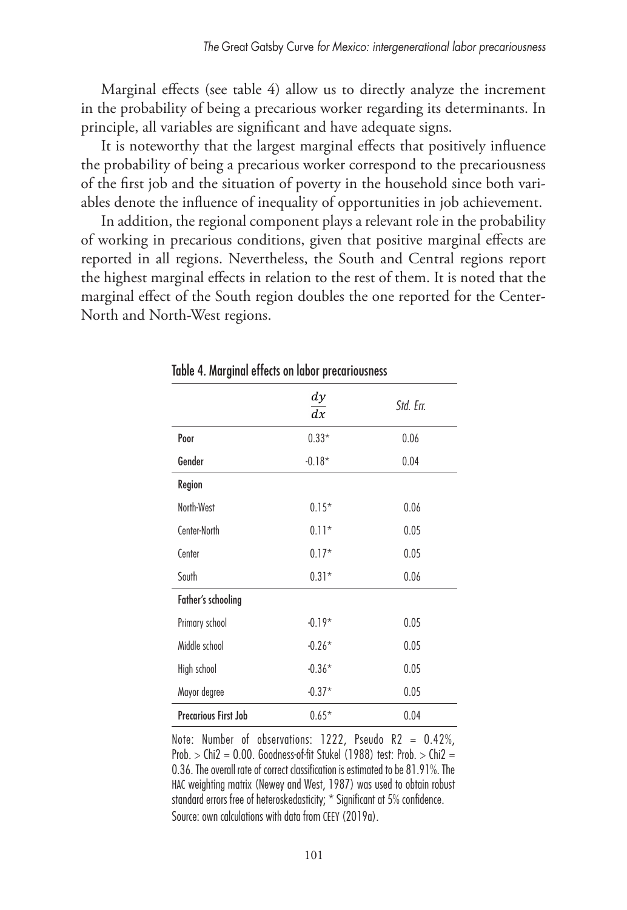Marginal effects (see table 4) allow us to directly analyze the increment in the probability of being a precarious worker regarding its determinants. In principle, all variables are significant and have adequate signs.

It is noteworthy that the largest marginal effects that positively influence the probability of being a precarious worker correspond to the precariousness of the first job and the situation of poverty in the household since both variables denote the influence of inequality of opportunities in job achievement.

In addition, the regional component plays a relevant role in the probability of working in precarious conditions, given that positive marginal effects are reported in all regions. Nevertheless, the South and Central regions report the highest marginal effects in relation to the rest of them. It is noted that the marginal effect of the South region doubles the one reported for the Center-North and North-West regions.

Table 4. Marginal effects on labor precariousness

| | $\frac{dy}{dx}$ | *Std. Err.* |
|---|---|---|
| **Poor** | 0.33* | 0.06 |
| **Gender** | -0.18* | 0.04 |
| **Region** | | |
| North-West | 0.15* | 0.06 |
| Center-North | 0.11* | 0.05 |
| Center | 0.17* | 0.05 |
| South | 0.31* | 0.06 |
| **Father's schooling** | | |
| Primary school | -0.19* | 0.05 |
| Middle school | -0.26* | 0.05 |
| High school | -0.36* | 0.05 |
| Mayor degree | -0.37* | 0.05 |
| **Precarious First Job** | 0.65* | 0.04 |

Note: Number of observations: 1222, Pseudo R2 = 0.42%, Prob. > Chi2 = 0.00. Goodness-of-fit Stukel (1988) test: Prob. > Chi2 = 0.36. The overall rate of correct classification is estimated to be 81.91%. The HAC weighting matrix (Newey and West, 1987) was used to obtain robust standard errors free of heteroskedasticity; * Significant at 5% confidence.
Source: own calculations with data from CEEY (2019a).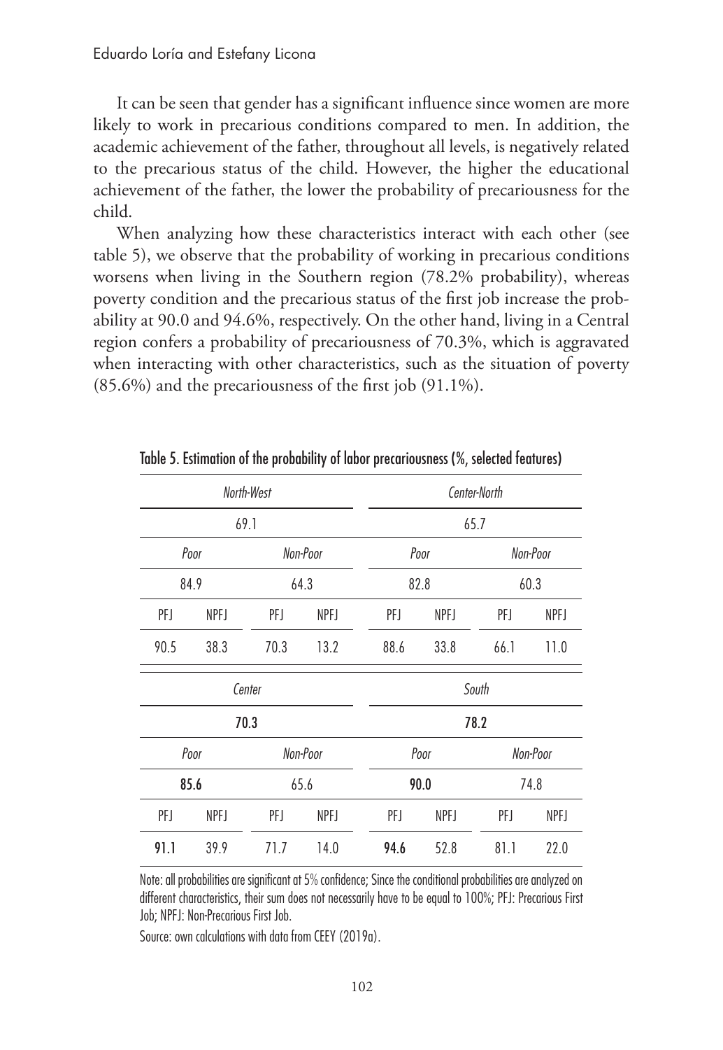It can be seen that gender has a significant influence since women are more likely to work in precarious conditions compared to men. In addition, the academic achievement of the father, throughout all levels, is negatively related to the precarious status of the child. However, the higher the educational achievement of the father, the lower the probability of precariousness for the child.

When analyzing how these characteristics interact with each other (see table 5), we observe that the probability of working in precarious conditions worsens when living in the Southern region (78.2% probability), whereas poverty condition and the precarious status of the first job increase the probability at 90.0 and 94.6%, respectively. On the other hand, living in a Central region confers a probability of precariousness of 70.3%, which is aggravated when interacting with other characteristics, such as the situation of poverty (85.6%) and the precariousness of the first job (91.1%).

Table 5. Estimation of the probability of labor precariousness (%, selected features)

| *North-West* | | | | *Center-North* | | | |
|---|---|---|---|---|---|---|---|
| 69.1 | | | | 65.7 | | | |
| *Poor* | | *Non-Poor* | | *Poor* | | *Non-Poor* | |
| 84.9 | | 64.3 | | 82.8 | | 60.3 | |
| PFJ | NPFJ | PFJ | NPFJ | PFJ | NPFJ | PFJ | NPFJ |
| 90.5 | 38.3 | 70.3 | 13.2 | 88.6 | 33.8 | 66.1 | 11.0 |
| *Center* | | | | *South* | | | |
| **70.3** | | | | **78.2** | | | |
| *Poor* | | *Non-Poor* | | *Poor* | | *Non-Poor* | |
| **85.6** | | 65.6 | | **90.0** | | 74.8 | |
| PFJ | NPFJ | PFJ | NPFJ | PFJ | NPFJ | PFJ | NPFJ |
| **91.1** | 39.9 | 71.7 | 14.0 | **94.6** | 52.8 | 81.1 | 22.0 |

Note: all probabilities are significant at 5% confidence; Since the conditional probabilities are analyzed on different characteristics, their sum does not necessarily have to be equal to 100%; PFJ: Precarious First Job; NPFJ: Non-Precarious First Job.

Source: own calculations with data from CEEY (2019a).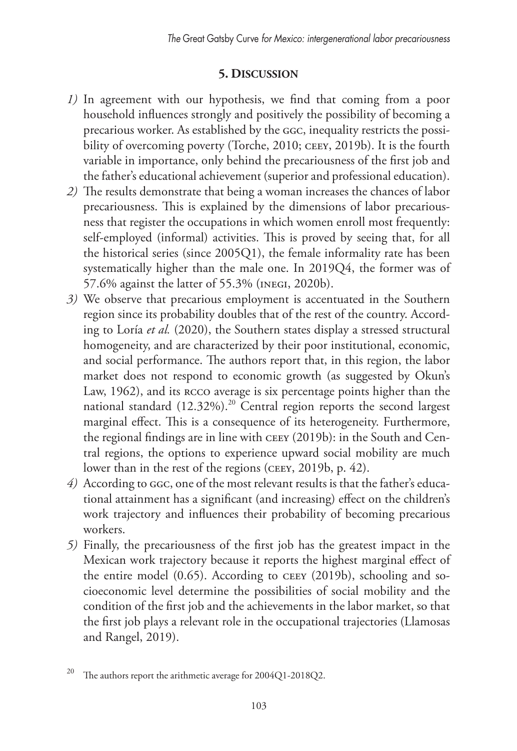## 5. Discussion

*1)* In agreement with our hypothesis, we find that coming from a poor household influences strongly and positively the possibility of becoming a precarious worker. As established by the GGC, inequality restricts the possibility of overcoming poverty (Torche, 2010; CEEY, 2019b). It is the fourth variable in importance, only behind the precariousness of the first job and the father's educational achievement (superior and professional education).

*2)* The results demonstrate that being a woman increases the chances of labor precariousness. This is explained by the dimensions of labor precariousness that register the occupations in which women enroll most frequently: self-employed (informal) activities. This is proved by seeing that, for all the historical series (since 2005Q1), the female informality rate has been systematically higher than the male one. In 2019Q4, the former was of 57.6% against the latter of 55.3% (INEGI, 2020b).

*3)* We observe that precarious employment is accentuated in the Southern region since its probability doubles that of the rest of the country. According to Loría *et al.* (2020), the Southern states display a stressed structural homogeneity, and are characterized by their poor institutional, economic, and social performance. The authors report that, in this region, the labor market does not respond to economic growth (as suggested by Okun's Law, 1962), and its RCCO average is six percentage points higher than the national standard (12.32%).[20] Central region reports the second largest marginal effect. This is a consequence of its heterogeneity. Furthermore, the regional findings are in line with CEEY (2019b): in the South and Central regions, the options to experience upward social mobility are much lower than in the rest of the regions (CEEY, 2019b, p. 42).

*4)* According to GGC, one of the most relevant results is that the father's educational attainment has a significant (and increasing) effect on the children's work trajectory and influences their probability of becoming precarious workers.

*5)* Finally, the precariousness of the first job has the greatest impact in the Mexican work trajectory because it reports the highest marginal effect of the entire model (0.65). According to CEEY (2019b), schooling and socioeconomic level determine the possibilities of social mobility and the condition of the first job and the achievements in the labor market, so that the first job plays a relevant role in the occupational trajectories (Llamosas and Rangel, 2019).

[20] The authors report the arithmetic average for 2004Q1-2018Q2.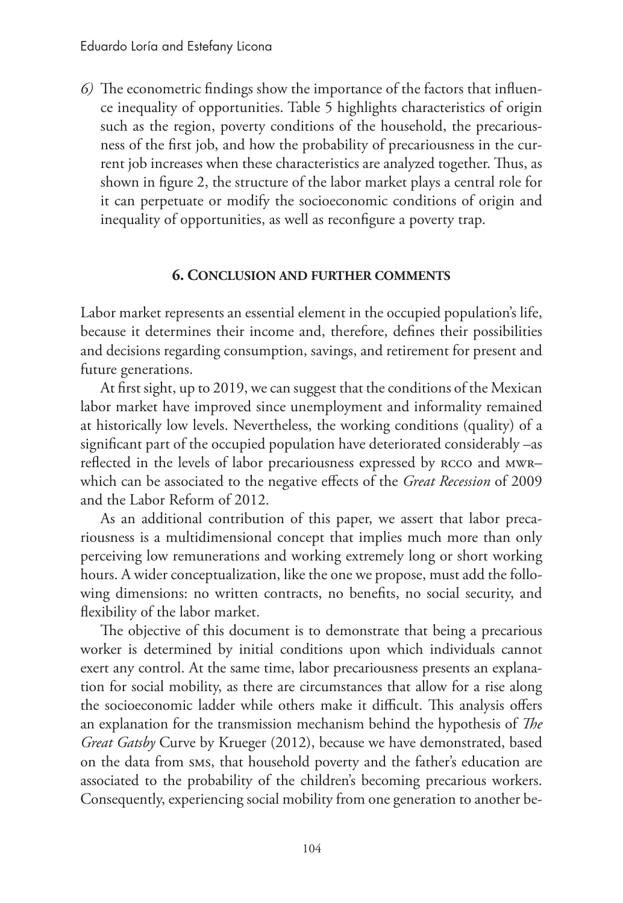*6)* The econometric findings show the importance of the factors that influence inequality of opportunities. Table 5 highlights characteristics of origin such as the region, poverty conditions of the household, the precariousness of the first job, and how the probability of precariousness in the current job increases when these characteristics are analyzed together. Thus, as shown in figure 2, the structure of the labor market plays a central role for it can perpetuate or modify the socioeconomic conditions of origin and inequality of opportunities, as well as reconfigure a poverty trap.

## 6. Conclusion and further comments

Labor market represents an essential element in the occupied population's life, because it determines their income and, therefore, defines their possibilities and decisions regarding consumption, savings, and retirement for present and future generations.

At first sight, up to 2019, we can suggest that the conditions of the Mexican labor market have improved since unemployment and informality remained at historically low levels. Nevertheless, the working conditions (quality) of a significant part of the occupied population have deteriorated considerably –as reflected in the levels of labor precariousness expressed by RCCO and MWR– which can be associated to the negative effects of the *Great Recession* of 2009 and the Labor Reform of 2012.

As an additional contribution of this paper, we assert that labor precariousness is a multidimensional concept that implies much more than only perceiving low remunerations and working extremely long or short working hours. A wider conceptualization, like the one we propose, must add the following dimensions: no written contracts, no benefits, no social security, and flexibility of the labor market.

The objective of this document is to demonstrate that being a precarious worker is determined by initial conditions upon which individuals cannot exert any control. At the same time, labor precariousness presents an explanation for social mobility, as there are circumstances that allow for a rise along the socioeconomic ladder while others make it difficult. This analysis offers an explanation for the transmission mechanism behind the hypothesis of *The Great Gatsby* Curve by Krueger (2012), because we have demonstrated, based on the data from SMS, that household poverty and the father's education are associated to the probability of the children's becoming precarious workers. Consequently, experiencing social mobility from one generation to another be-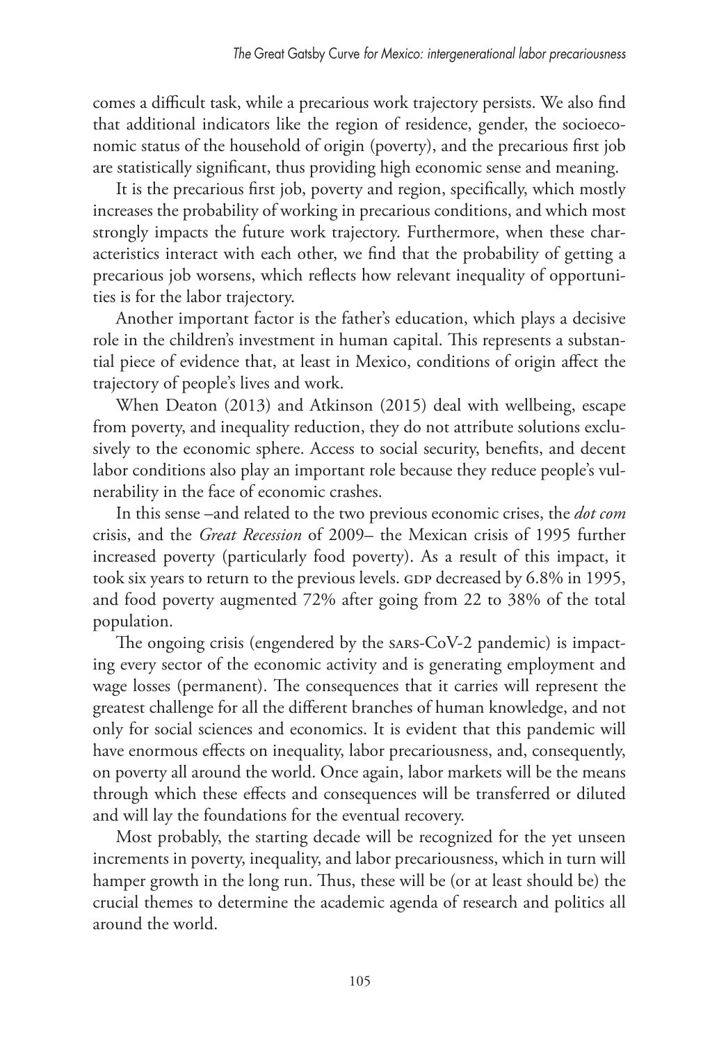comes a difficult task, while a precarious work trajectory persists. We also find that additional indicators like the region of residence, gender, the socioeconomic status of the household of origin (poverty), and the precarious first job are statistically significant, thus providing high economic sense and meaning.

It is the precarious first job, poverty and region, specifically, which mostly increases the probability of working in precarious conditions, and which most strongly impacts the future work trajectory. Furthermore, when these characteristics interact with each other, we find that the probability of getting a precarious job worsens, which reflects how relevant inequality of opportunities is for the labor trajectory.

Another important factor is the father's education, which plays a decisive role in the children's investment in human capital. This represents a substantial piece of evidence that, at least in Mexico, conditions of origin affect the trajectory of people's lives and work.

When Deaton (2013) and Atkinson (2015) deal with wellbeing, escape from poverty, and inequality reduction, they do not attribute solutions exclusively to the economic sphere. Access to social security, benefits, and decent labor conditions also play an important role because they reduce people's vulnerability in the face of economic crashes.

In this sense –and related to the two previous economic crises, the *dot com* crisis, and the *Great Recession* of 2009– the Mexican crisis of 1995 further increased poverty (particularly food poverty). As a result of this impact, it took six years to return to the previous levels. GDP decreased by 6.8% in 1995, and food poverty augmented 72% after going from 22 to 38% of the total population.

The ongoing crisis (engendered by the SARS-CoV-2 pandemic) is impacting every sector of the economic activity and is generating employment and wage losses (permanent). The consequences that it carries will represent the greatest challenge for all the different branches of human knowledge, and not only for social sciences and economics. It is evident that this pandemic will have enormous effects on inequality, labor precariousness, and, consequently, on poverty all around the world. Once again, labor markets will be the means through which these effects and consequences will be transferred or diluted and will lay the foundations for the eventual recovery.

Most probably, the starting decade will be recognized for the yet unseen increments in poverty, inequality, and labor precariousness, which in turn will hamper growth in the long run. Thus, these will be (or at least should be) the crucial themes to determine the academic agenda of research and politics all around the world.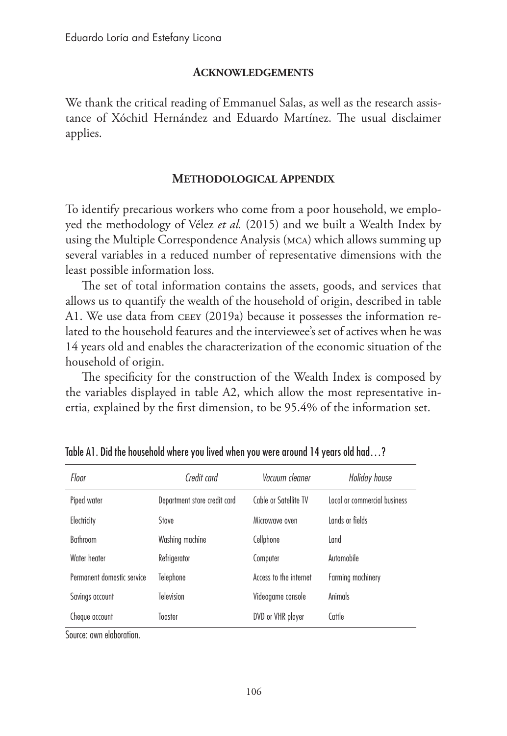## Acknowledgements

We thank the critical reading of Emmanuel Salas, as well as the research assistance of Xóchitl Hernández and Eduardo Martínez. The usual disclaimer applies.

## Methodological Appendix

To identify precarious workers who come from a poor household, we employed the methodology of Vélez *et al.* (2015) and we built a Wealth Index by using the Multiple Correspondence Analysis (MCA) which allows summing up several variables in a reduced number of representative dimensions with the least possible information loss.

The set of total information contains the assets, goods, and services that allows us to quantify the wealth of the household of origin, described in table A1. We use data from CEEY (2019a) because it possesses the information related to the household features and the interviewee's set of actives when he was 14 years old and enables the characterization of the economic situation of the household of origin.

The specificity for the construction of the Wealth Index is composed by the variables displayed in table A2, which allow the most representative inertia, explained by the first dimension, to be 95.4% of the information set.

Table A1. Did the household where you lived when you were around 14 years old had…?

| *Floor* | *Credit card* | *Vacuum cleaner* | *Holiday house* |
|---|---|---|---|
| Piped water | Department store credit card | Cable or Satellite TV | Local or commercial business |
| Electricity | Stove | Microwave oven | Lands or fields |
| Bathroom | Washing machine | Cellphone | Land |
| Water heater | Refrigerator | Computer | Automobile |
| Permanent domestic service | Telephone | Access to the internet | Farming machinery |
| Savings account | Television | Videogame console | Animals |
| Cheque account | Toaster | DVD or VHR player | Cattle |

Source: own elaboration.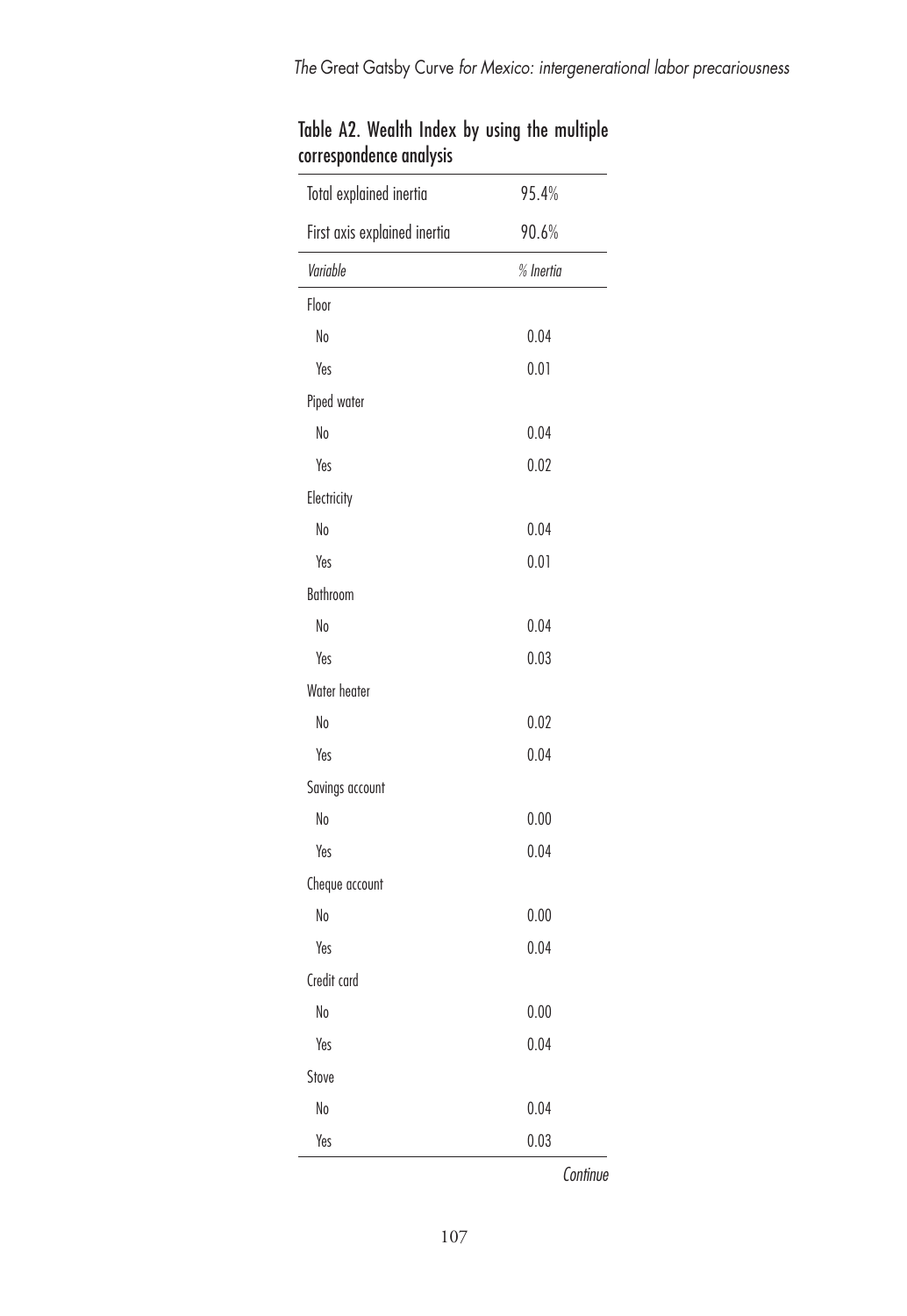Table A2. Wealth Index by using the multiple correspondence analysis

| Total explained inertia | 95.4% |
| --- | --- |
| First axis explained inertia | 90.6% |
| *Variable* | *% Inertia* |
| Floor | |
| No | 0.04 |
| Yes | 0.01 |
| Piped water | |
| No | 0.04 |
| Yes | 0.02 |
| Electricity | |
| No | 0.04 |
| Yes | 0.01 |
| Bathroom | |
| No | 0.04 |
| Yes | 0.03 |
| Water heater | |
| No | 0.02 |
| Yes | 0.04 |
| Savings account | |
| No | 0.00 |
| Yes | 0.04 |
| Cheque account | |
| No | 0.00 |
| Yes | 0.04 |
| Credit card | |
| No | 0.00 |
| Yes | 0.04 |
| Stove | |
| No | 0.04 |
| Yes | 0.03 |

*Continue*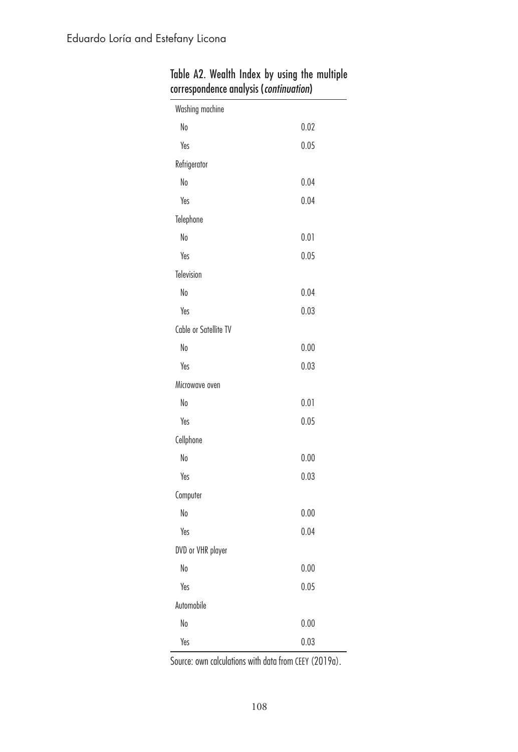Table A2. Wealth Index by using the multiple correspondence analysis (*continuation*)

| | |
|---|---|
| Washing machine | |
| No | 0.02 |
| Yes | 0.05 |
| Refrigerator | |
| No | 0.04 |
| Yes | 0.04 |
| Telephone | |
| No | 0.01 |
| Yes | 0.05 |
| Television | |
| No | 0.04 |
| Yes | 0.03 |
| Cable or Satellite TV | |
| No | 0.00 |
| Yes | 0.03 |
| Microwave oven | |
| No | 0.01 |
| Yes | 0.05 |
| Cellphone | |
| No | 0.00 |
| Yes | 0.03 |
| Computer | |
| No | 0.00 |
| Yes | 0.04 |
| DVD or VHR player | |
| No | 0.00 |
| Yes | 0.05 |
| Automobile | |
| No | 0.00 |
| Yes | 0.03 |

Source: own calculations with data from CEEY (2019a).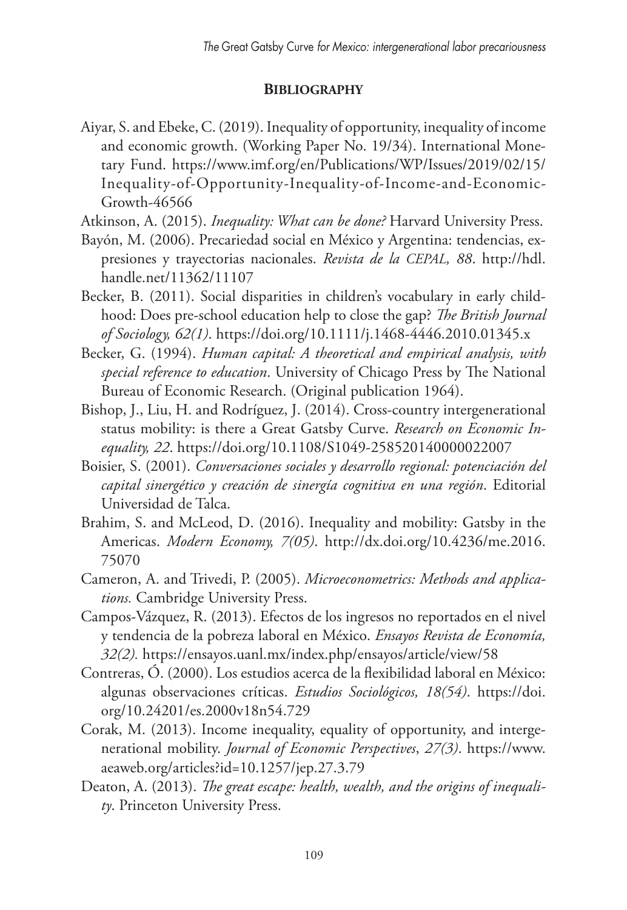## Bibliography

Aiyar, S. and Ebeke, C. (2019). Inequality of opportunity, inequality of income and economic growth. (Working Paper No. 19/34). International Monetary Fund. https://www.imf.org/en/Publications/WP/Issues/2019/02/15/Inequality-of-Opportunity-Inequality-of-Income-and-Economic-Growth-46566

Atkinson, A. (2015). *Inequality: What can be done?* Harvard University Press.

Bayón, M. (2006). Precariedad social en México y Argentina: tendencias, expresiones y trayectorias nacionales. *Revista de la CEPAL, 88*. http://hdl.handle.net/11362/11107

Becker, B. (2011). Social disparities in children's vocabulary in early childhood: Does pre-school education help to close the gap? *The British Journal of Sociology, 62(1)*. https://doi.org/10.1111/j.1468-4446.2010.01345.x

Becker, G. (1994). *Human capital: A theoretical and empirical analysis, with special reference to education*. University of Chicago Press by The National Bureau of Economic Research. (Original publication 1964).

Bishop, J., Liu, H. and Rodríguez, J. (2014). Cross-country intergenerational status mobility: is there a Great Gatsby Curve. *Research on Economic Inequality, 22*. https://doi.org/10.1108/S1049-258520140000022007

Boisier, S. (2001). *Conversaciones sociales y desarrollo regional: potenciación del capital sinergético y creación de sinergía cognitiva en una región*. Editorial Universidad de Talca.

Brahim, S. and McLeod, D. (2016). Inequality and mobility: Gatsby in the Americas. *Modern Economy, 7(05)*. http://dx.doi.org/10.4236/me.2016.75070

Cameron, A. and Trivedi, P. (2005). *Microeconometrics: Methods and applications.* Cambridge University Press.

Campos-Vázquez, R. (2013). Efectos de los ingresos no reportados en el nivel y tendencia de la pobreza laboral en México. *Ensayos Revista de Economía, 32(2).* https://ensayos.uanl.mx/index.php/ensayos/article/view/58

Contreras, Ó. (2000). Los estudios acerca de la flexibilidad laboral en México: algunas observaciones críticas. *Estudios Sociológicos, 18(54)*. https://doi.org/10.24201/es.2000v18n54.729

Corak, M. (2013). Income inequality, equality of opportunity, and intergenerational mobility. *Journal of Economic Perspectives*, *27(3)*. https://www.aeaweb.org/articles?id=10.1257/jep.27.3.79

Deaton, A. (2013). *The great escape: health, wealth, and the origins of inequality*. Princeton University Press.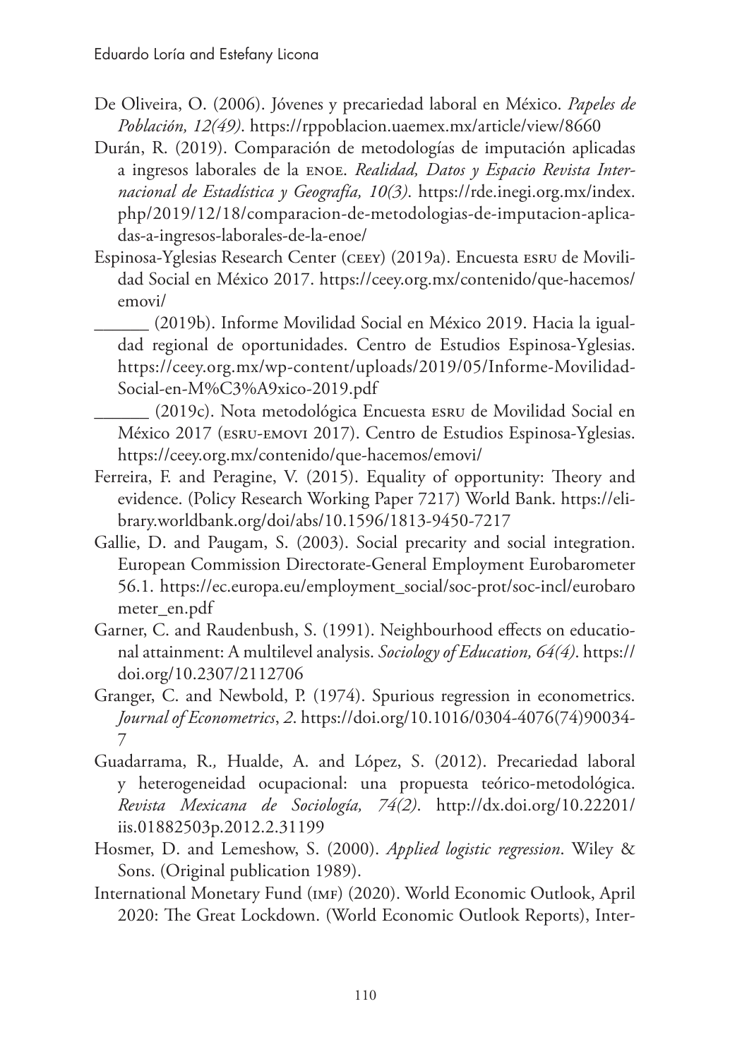De Oliveira, O. (2006). Jóvenes y precariedad laboral en México. *Papeles de Población, 12(49)*. https://rppoblacion.uaemex.mx/article/view/8660

Durán, R. (2019). Comparación de metodologías de imputación aplicadas a ingresos laborales de la ENOE. *Realidad, Datos y Espacio Revista Internacional de Estadística y Geografía, 10(3)*. https://rde.inegi.org.mx/index.php/2019/12/18/comparacion-de-metodologias-de-imputacion-aplicadas-a-ingresos-laborales-de-la-enoe/

Espinosa-Yglesias Research Center (CEEY) (2019a). Encuesta ESRU de Movilidad Social en México 2017. https://ceey.org.mx/contenido/que-hacemos/emovi/

______ (2019b). Informe Movilidad Social en México 2019. Hacia la igualdad regional de oportunidades. Centro de Estudios Espinosa-Yglesias. https://ceey.org.mx/wp-content/uploads/2019/05/Informe-Movilidad-Social-en-M%C3%A9xico-2019.pdf

______ (2019c). Nota metodológica Encuesta ESRU de Movilidad Social en México 2017 (ESRU-EMOVI 2017). Centro de Estudios Espinosa-Yglesias. https://ceey.org.mx/contenido/que-hacemos/emovi/

Ferreira, F. and Peragine, V. (2015). Equality of opportunity: Theory and evidence. (Policy Research Working Paper 7217) World Bank. https://elibrary.worldbank.org/doi/abs/10.1596/1813-9450-7217

Gallie, D. and Paugam, S. (2003). Social precarity and social integration. European Commission Directorate-General Employment Eurobarometer 56.1. https://ec.europa.eu/employment_social/soc-prot/soc-incl/eurobarometer_en.pdf

Garner, C. and Raudenbush, S. (1991). Neighbourhood effects on educational attainment: A multilevel analysis. *Sociology of Education, 64(4)*. https://doi.org/10.2307/2112706

Granger, C. and Newbold, P. (1974). Spurious regression in econometrics. *Journal of Econometrics*, *2*. https://doi.org/10.1016/0304-4076(74)90034-7

Guadarrama, R., Hualde, A. and López, S. (2012). Precariedad laboral y heterogeneidad ocupacional: una propuesta teórico-metodológica. *Revista Mexicana de Sociología, 74(2)*. http://dx.doi.org/10.22201/iis.01882503p.2012.2.31199

Hosmer, D. and Lemeshow, S. (2000). *Applied logistic regression*. Wiley & Sons. (Original publication 1989).

International Monetary Fund (IMF) (2020). World Economic Outlook, April 2020: The Great Lockdown. (World Economic Outlook Reports), Inter-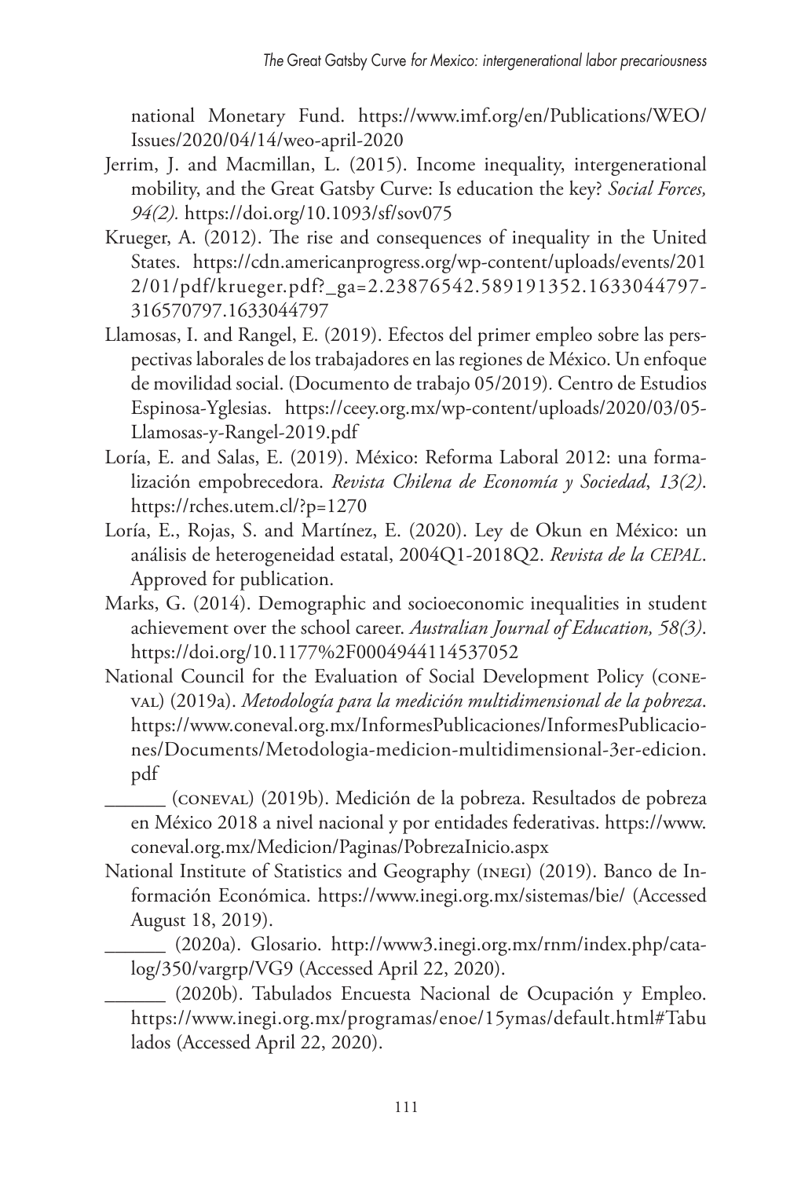national Monetary Fund. https://www.imf.org/en/Publications/WEO/Issues/2020/04/14/weo-april-2020

Jerrim, J. and Macmillan, L. (2015). Income inequality, intergenerational mobility, and the Great Gatsby Curve: Is education the key? *Social Forces, 94(2).* https://doi.org/10.1093/sf/sov075

Krueger, A. (2012). The rise and consequences of inequality in the United States. https://cdn.americanprogress.org/wp-content/uploads/events/2012/01/pdf/krueger.pdf?_ga=2.23876542.589191352.1633044797-316570797.1633044797

Llamosas, I. and Rangel, E. (2019). Efectos del primer empleo sobre las perspectivas laborales de los trabajadores en las regiones de México. Un enfoque de movilidad social. (Documento de trabajo 05/2019). Centro de Estudios Espinosa-Yglesias. https://ceey.org.mx/wp-content/uploads/2020/03/05-Llamosas-y-Rangel-2019.pdf

Loría, E. and Salas, E. (2019). México: Reforma Laboral 2012: una formalización empobrecedora. *Revista Chilena de Economía y Sociedad*, *13(2)*. https://rches.utem.cl/?p=1270

Loría, E., Rojas, S. and Martínez, E. (2020). Ley de Okun en México: un análisis de heterogeneidad estatal, 2004Q1-2018Q2. *Revista de la CEPAL*. Approved for publication.

Marks, G. (2014). Demographic and socioeconomic inequalities in student achievement over the school career. *Australian Journal of Education, 58(3)*. https://doi.org/10.1177%2F0004944114537052

National Council for the Evaluation of Social Development Policy (CONEVAL) (2019a). *Metodología para la medición multidimensional de la pobreza*. https://www.coneval.org.mx/InformesPublicaciones/InformesPublicaciones/Documents/Metodologia-medicion-multidimensional-3er-edicion.pdf

______ (CONEVAL) (2019b). Medición de la pobreza. Resultados de pobreza en México 2018 a nivel nacional y por entidades federativas. https://www.coneval.org.mx/Medicion/Paginas/PobrezaInicio.aspx

National Institute of Statistics and Geography (INEGI) (2019). Banco de Información Económica. https://www.inegi.org.mx/sistemas/bie/ (Accessed August 18, 2019).

______ (2020a). Glosario. http://www3.inegi.org.mx/rnm/index.php/catalog/350/vargrp/VG9 (Accessed April 22, 2020).

______ (2020b). Tabulados Encuesta Nacional de Ocupación y Empleo. https://www.inegi.org.mx/programas/enoe/15ymas/default.html#Tabulados (Accessed April 22, 2020).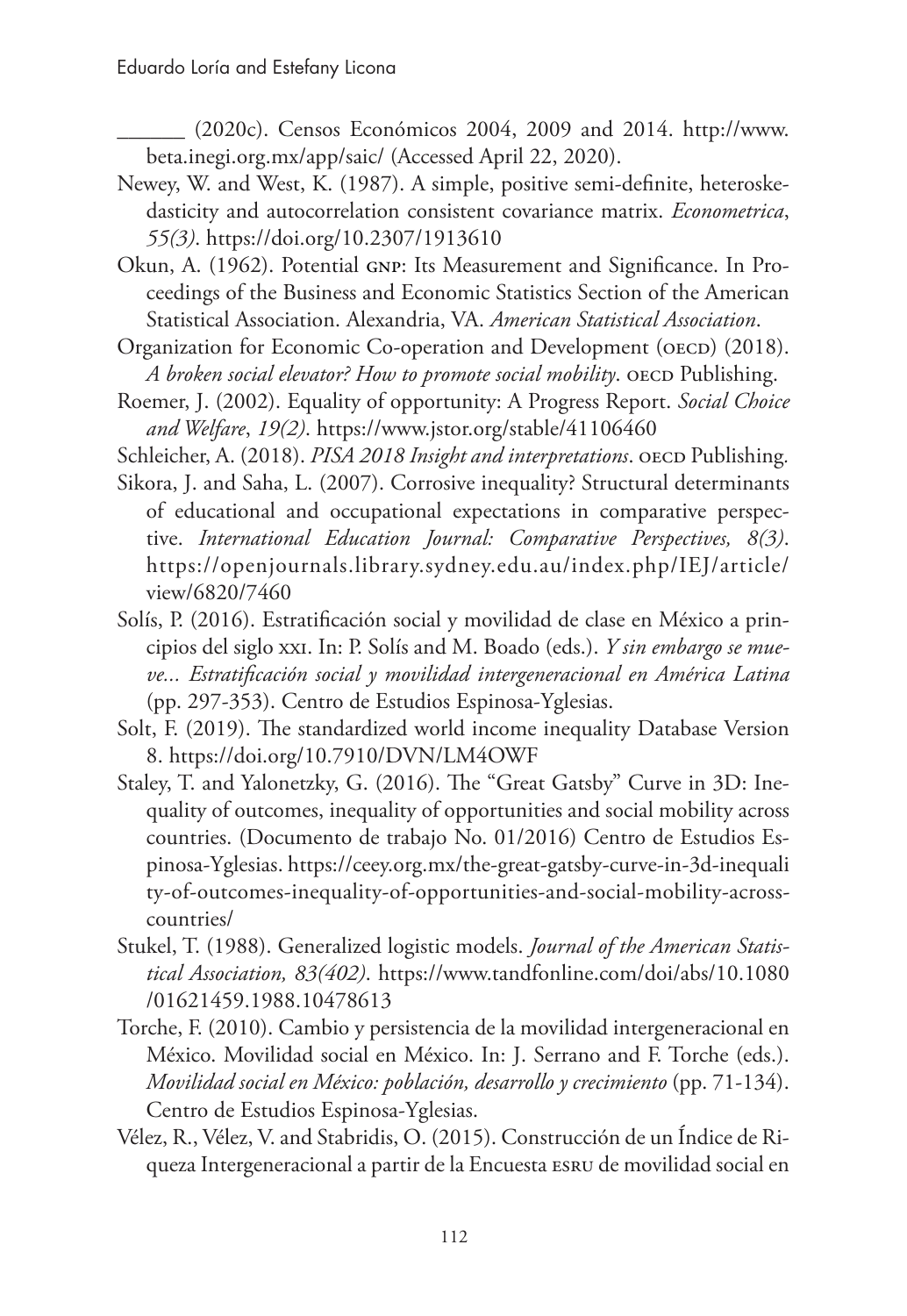______ (2020c). Censos Económicos 2004, 2009 and 2014. http://www.beta.inegi.org.mx/app/saic/ (Accessed April 22, 2020).

Newey, W. and West, K. (1987). A simple, positive semi-definite, heteroskedasticity and autocorrelation consistent covariance matrix. *Econometrica*, *55(3)*. https://doi.org/10.2307/1913610

Okun, A. (1962). Potential GNP: Its Measurement and Significance. In Proceedings of the Business and Economic Statistics Section of the American Statistical Association. Alexandria, VA. *American Statistical Association*.

Organization for Economic Co-operation and Development (OECD) (2018). *A broken social elevator? How to promote social mobility*. OECD Publishing.

Roemer, J. (2002). Equality of opportunity: A Progress Report. *Social Choice and Welfare*, *19(2)*. https://www.jstor.org/stable/41106460

Schleicher, A. (2018). *PISA 2018 Insight and interpretations*. OECD Publishing.

Sikora, J. and Saha, L. (2007). Corrosive inequality? Structural determinants of educational and occupational expectations in comparative perspective. *International Education Journal: Comparative Perspectives, 8(3)*. https://openjournals.library.sydney.edu.au/index.php/IEJ/article/view/6820/7460

Solís, P. (2016). Estratificación social y movilidad de clase en México a principios del siglo XXI. In: P. Solís and M. Boado (eds.). *Y sin embargo se mueve... Estratificación social y movilidad intergeneracional en América Latina* (pp. 297-353). Centro de Estudios Espinosa-Yglesias.

Solt, F. (2019). The standardized world income inequality Database Version 8. https://doi.org/10.7910/DVN/LM4OWF

Staley, T. and Yalonetzky, G. (2016). The "Great Gatsby" Curve in 3D: Inequality of outcomes, inequality of opportunities and social mobility across countries. (Documento de trabajo No. 01/2016) Centro de Estudios Espinosa-Yglesias. https://ceey.org.mx/the-great-gatsby-curve-in-3d-inequality-of-outcomes-inequality-of-opportunities-and-social-mobility-across-countries/

Stukel, T. (1988). Generalized logistic models. *Journal of the American Statistical Association, 83(402).* https://www.tandfonline.com/doi/abs/10.1080/01621459.1988.10478613

Torche, F. (2010). Cambio y persistencia de la movilidad intergeneracional en México. Movilidad social en México. In: J. Serrano and F. Torche (eds.). *Movilidad social en México: población, desarrollo y crecimiento* (pp. 71-134). Centro de Estudios Espinosa-Yglesias.

Vélez, R., Vélez, V. and Stabridis, O. (2015). Construcción de un Índice de Riqueza Intergeneracional a partir de la Encuesta ESRU de movilidad social en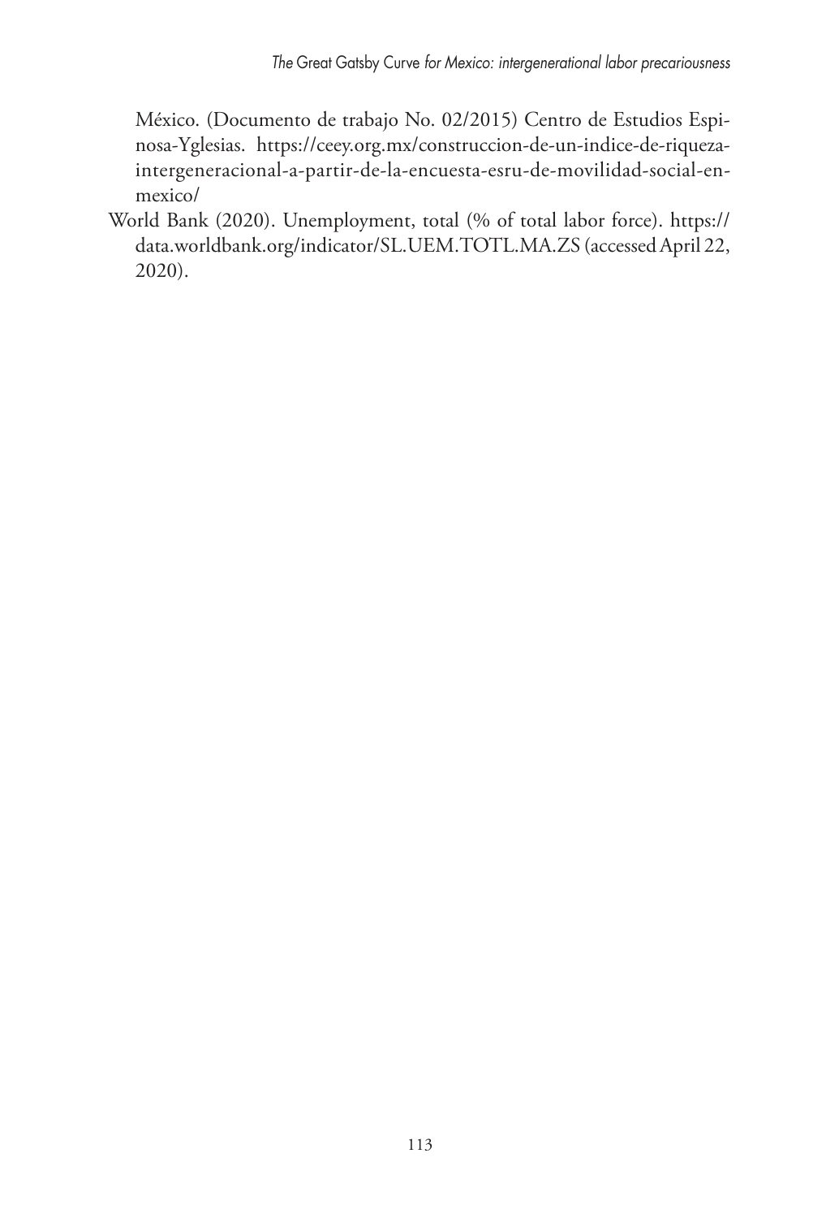México. (Documento de trabajo No. 02/2015) Centro de Estudios Espinosa-Yglesias. https://ceey.org.mx/construccion-de-un-indice-de-riqueza-intergeneracional-a-partir-de-la-encuesta-esru-de-movilidad-social-en-mexico/

World Bank (2020). Unemployment, total (% of total labor force). https://data.worldbank.org/indicator/SL.UEM.TOTL.MA.ZS (accessed April 22, 2020).